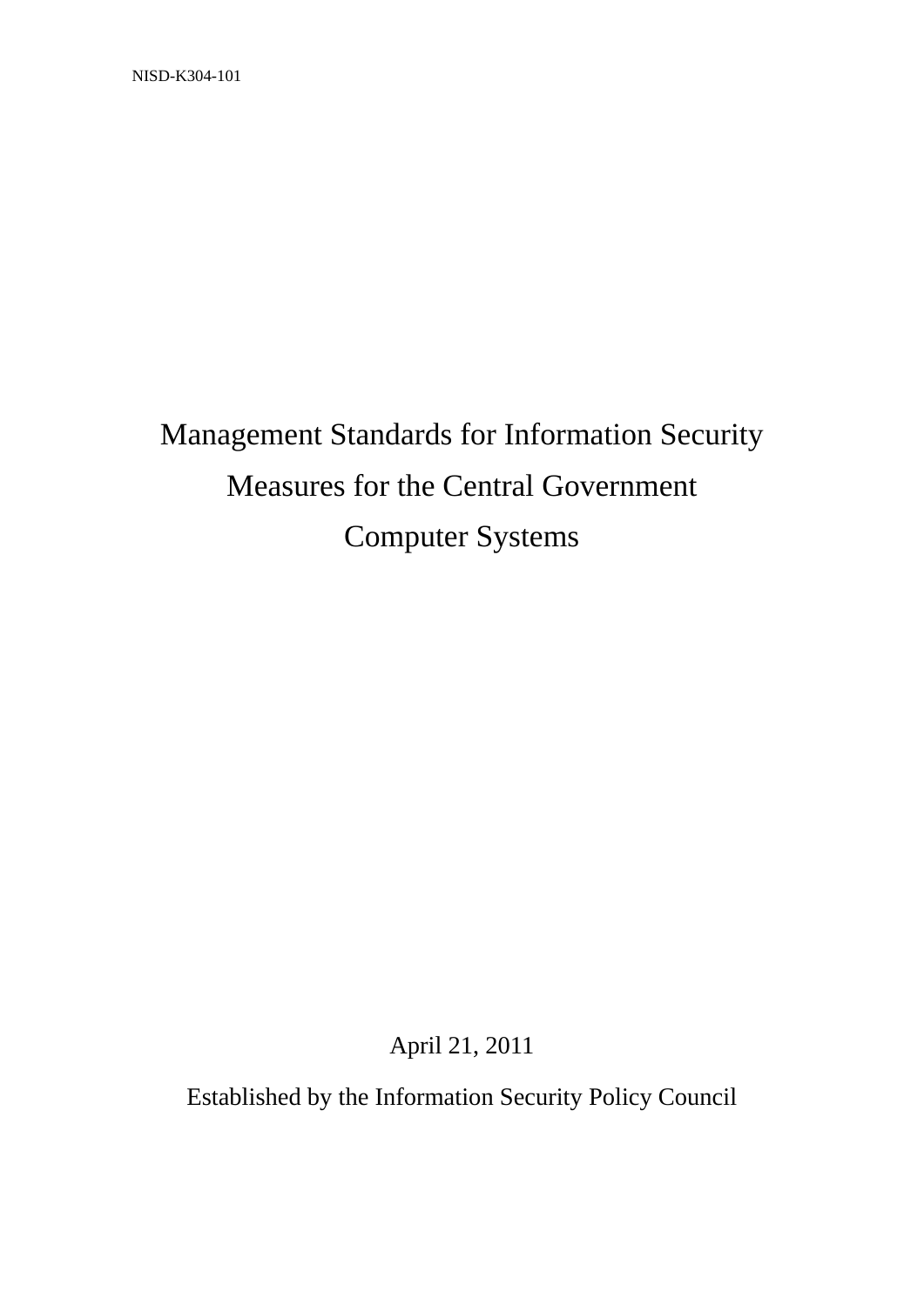NISD-K304-101

# Management Standards for Information Security Measures for the Central Government Computer Systems

April 21, 2011

Established by the Information Security Policy Council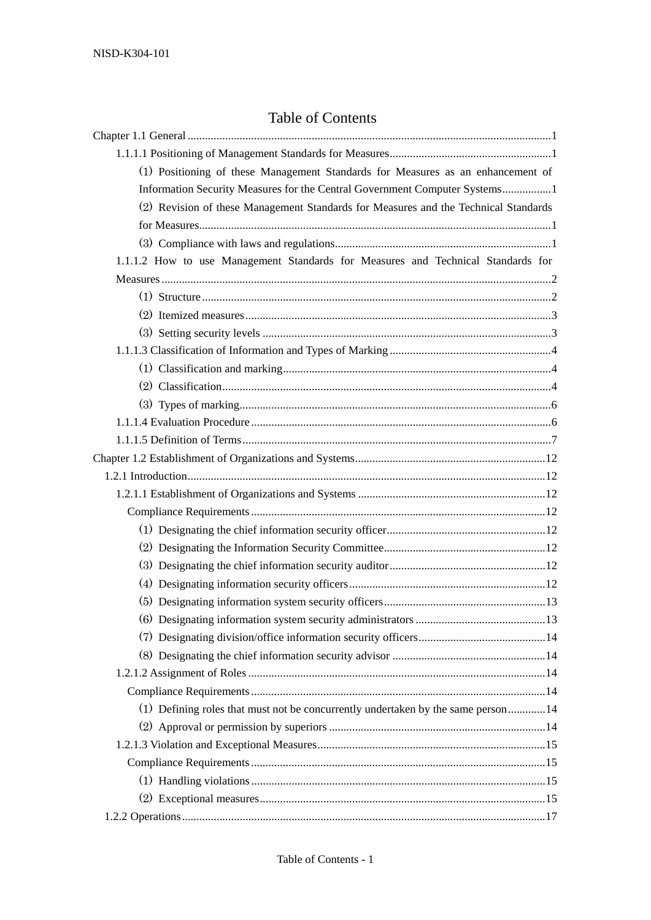# Table of Contents

Chapter 1.1 General ............................................................................................................................1

- 1.1.1.1 Positioning of Management Standards for Measures........................................................1
  - (1) Positioning of these Management Standards for Measures as an enhancement of Information Security Measures for the Central Government Computer Systems.................1
  - (2) Revision of these Management Standards for Measures and the Technical Standards for Measures.........................................................................................................................1
  - (3) Compliance with laws and regulations..........................................................................1
- 1.1.1.2 How to use Management Standards for Measures and Technical Standards for Measures ......................................................................................................................................2
  - (1) Structure ........................................................................................................................2
  - (2) Itemized measures.........................................................................................................3
  - (3) Setting security levels ...................................................................................................3
- 1.1.1.3 Classification of Information and Types of Marking ........................................................4
  - (1) Classification and marking............................................................................................4
  - (2) Classification.................................................................................................................4
  - (3) Types of marking...........................................................................................................6
- 1.1.1.4 Evaluation Procedure .......................................................................................................6
- 1.1.1.5 Definition of Terms..........................................................................................................7

Chapter 1.2 Establishment of Organizations and Systems.................................................................12

- 1.2.1 Introduction...........................................................................................................................12
  - 1.2.1.1 Establishment of Organizations and Systems ................................................................12
    - Compliance Requirements .....................................................................................................12
      - (1) Designating the chief information security officer.......................................................12
      - (2) Designating the Information Security Committee........................................................12
      - (3) Designating the chief information security auditor......................................................12
      - (4) Designating information security officers....................................................................12
      - (5) Designating information system security officers........................................................13
      - (6) Designating information system security administrators .............................................13
      - (7) Designating division/office information security officers............................................14
      - (8) Designating the chief information security advisor .....................................................14
  - 1.2.1.2 Assignment of Roles ......................................................................................................14
    - Compliance Requirements .....................................................................................................14
      - (1) Defining roles that must not be concurrently undertaken by the same person.............14
      - (2) Approval or permission by superiors ...........................................................................14
  - 1.2.1.3 Violation and Exceptional Measures..............................................................................15
    - Compliance Requirements .....................................................................................................15
      - (1) Handling violations .....................................................................................................15
      - (2) Exceptional measures..................................................................................................15
- 1.2.2 Operations............................................................................................................................17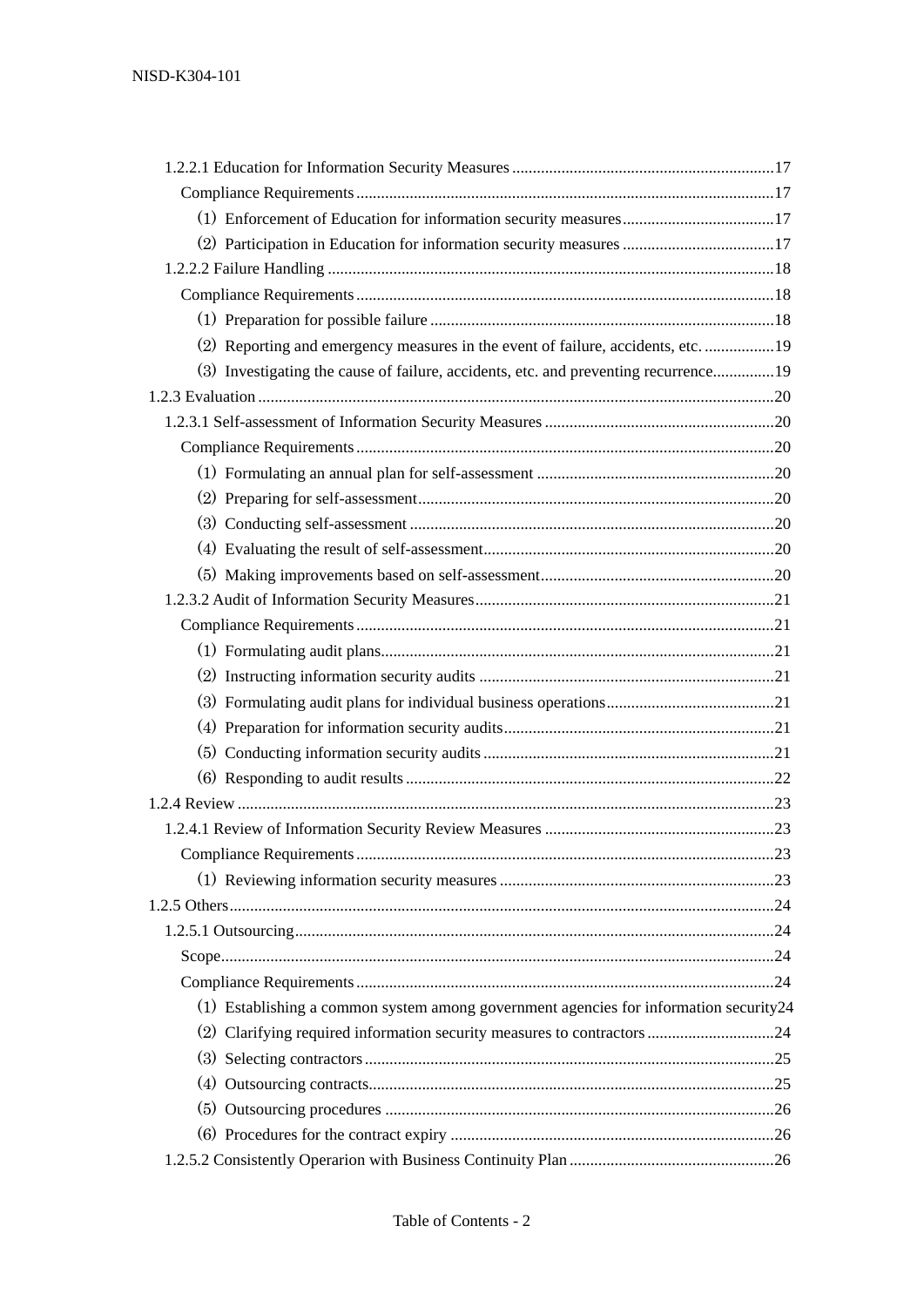1.2.2.1 Education for Information Security Measures ....17

Compliance Requirements ....17

(1) Enforcement of Education for information security measures ....17

(2) Participation in Education for information security measures ....17

1.2.2.2 Failure Handling ....18

Compliance Requirements ....18

(1) Preparation for possible failure ....18

(2) Reporting and emergency measures in the event of failure, accidents, etc. ....19

(3) Investigating the cause of failure, accidents, etc. and preventing recurrence....19

1.2.3 Evaluation ....20

1.2.3.1 Self-assessment of Information Security Measures ....20

Compliance Requirements ....20

(1) Formulating an annual plan for self-assessment ....20

(2) Preparing for self-assessment ....20

(3) Conducting self-assessment ....20

(4) Evaluating the result of self-assessment ....20

(5) Making improvements based on self-assessment ....20

1.2.3.2 Audit of Information Security Measures ....21

Compliance Requirements ....21

(1) Formulating audit plans ....21

(2) Instructing information security audits ....21

(3) Formulating audit plans for individual business operations ....21

(4) Preparation for information security audits ....21

(5) Conducting information security audits ....21

(6) Responding to audit results ....22

1.2.4 Review ....23

1.2.4.1 Review of Information Security Review Measures ....23

Compliance Requirements ....23

(1) Reviewing information security measures ....23

1.2.5 Others ....24

1.2.5.1 Outsourcing ....24

Scope ....24

Compliance Requirements ....24

(1) Establishing a common system among government agencies for information security ....24

(2) Clarifying required information security measures to contractors ....24

(3) Selecting contractors ....25

(4) Outsourcing contracts ....25

(5) Outsourcing procedures ....26

(6) Procedures for the contract expiry ....26

1.2.5.2 Consistently Operarion with Business Continuity Plan ....26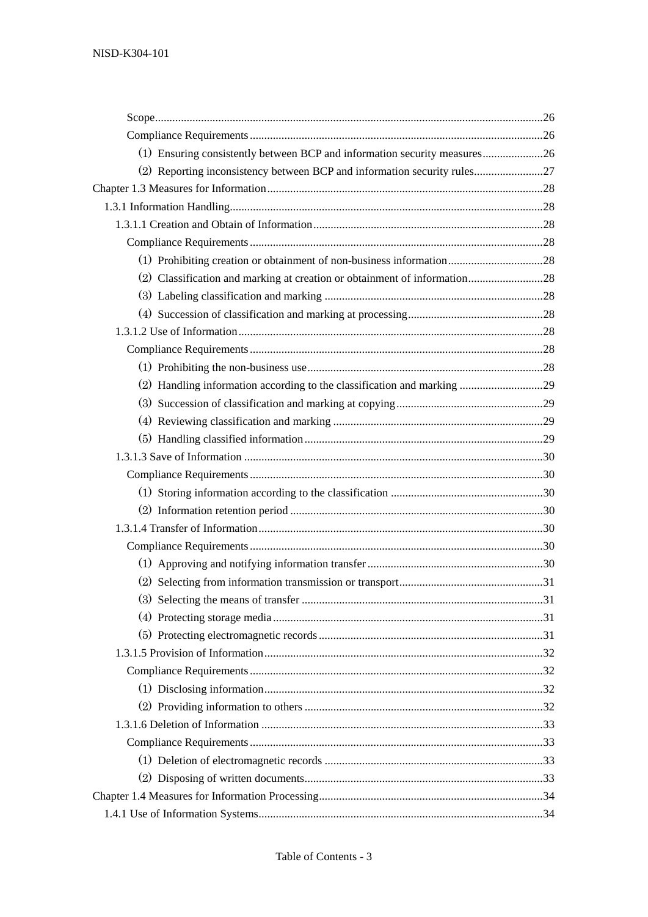Scope......................................................................................................................26

Compliance Requirements......................................................................................26

(1) Ensuring consistently between BCP and information security measures.....................26

(2) Reporting inconsistency between BCP and information security rules........................27

Chapter 1.3 Measures for Information................................................................................28

1.3.1 Information Handling.............................................................................................28

1.3.1.1 Creation and Obtain of Information................................................................28

Compliance Requirements......................................................................................28

(1) Prohibiting creation or obtainment of non-business information.................................28

(2) Classification and marking at creation or obtainment of information..........................28

(3) Labeling classification and marking ............................................................................28

(4) Succession of classification and marking at processing...............................................28

1.3.1.2 Use of Information..........................................................................................28

Compliance Requirements......................................................................................28

(1) Prohibiting the non-business use..................................................................................28

(2) Handling information according to the classification and marking .............................29

(3) Succession of classification and marking at copying...................................................29

(4) Reviewing classification and marking .........................................................................29

(5) Handling classified information...................................................................................29

1.3.1.3 Save of Information ........................................................................................30

Compliance Requirements......................................................................................30

(1) Storing information according to the classification .....................................................30

(2) Information retention period ........................................................................................30

1.3.1.4 Transfer of Information...................................................................................30

Compliance Requirements......................................................................................30

(1) Approving and notifying information transfer.............................................................30

(2) Selecting from information transmission or transport..................................................31

(3) Selecting the means of transfer ....................................................................................31

(4) Protecting storage media..............................................................................................31

(5) Protecting electromagnetic records..............................................................................31

1.3.1.5 Provision of Information.................................................................................32

Compliance Requirements......................................................................................32

(1) Disclosing information.................................................................................................32

(2) Providing information to others ...................................................................................32

1.3.1.6 Deletion of Information ..................................................................................33

Compliance Requirements......................................................................................33

(1) Deletion of electromagnetic records ............................................................................33

(2) Disposing of written documents...................................................................................33

Chapter 1.4 Measures for Information Processing..............................................................34

1.4.1 Use of Information Systems...................................................................................34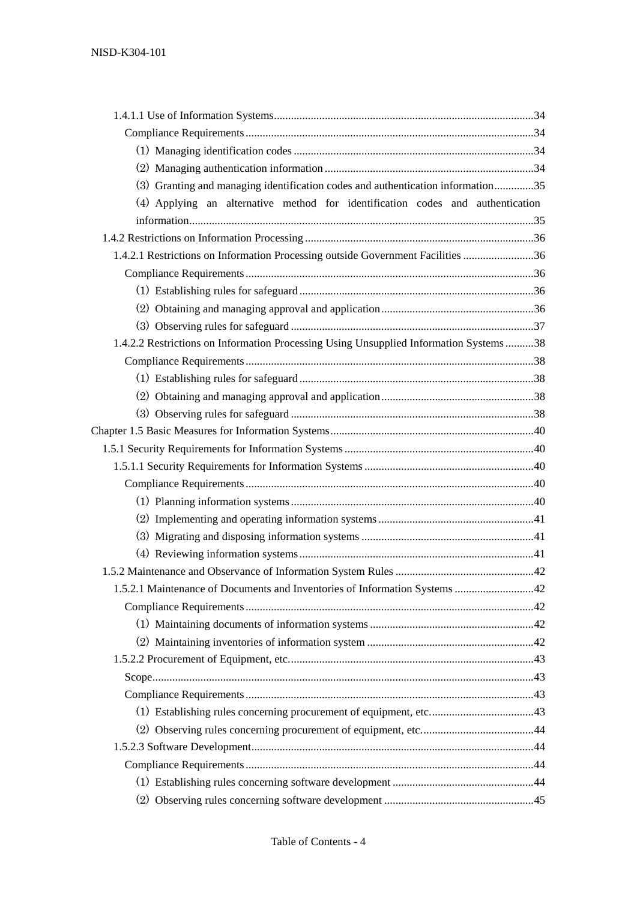1.4.1.1 Use of Information Systems ........ 34

Compliance Requirements ........ 34

（1）Managing identification codes ........ 34

（2）Managing authentication information ........ 34

（3）Granting and managing identification codes and authentication information ........ 35

（4）Applying an alternative method for identification codes and authentication information ........ 35

1.4.2 Restrictions on Information Processing ........ 36

1.4.2.1 Restrictions on Information Processing outside Government Facilities ........ 36

Compliance Requirements ........ 36

（1）Establishing rules for safeguard ........ 36

（2）Obtaining and managing approval and application ........ 36

（3）Observing rules for safeguard ........ 37

1.4.2.2 Restrictions on Information Processing Using Unsupplied Information Systems ........ 38

Compliance Requirements ........ 38

（1）Establishing rules for safeguard ........ 38

（2）Obtaining and managing approval and application ........ 38

（3）Observing rules for safeguard ........ 38

Chapter 1.5 Basic Measures for Information Systems ........ 40

1.5.1 Security Requirements for Information Systems ........ 40

1.5.1.1 Security Requirements for Information Systems ........ 40

Compliance Requirements ........ 40

（1）Planning information systems ........ 40

（2）Implementing and operating information systems ........ 41

（3）Migrating and disposing information systems ........ 41

（4）Reviewing information systems ........ 41

1.5.2 Maintenance and Observance of Information System Rules ........ 42

1.5.2.1 Maintenance of Documents and Inventories of Information Systems ........ 42

Compliance Requirements ........ 42

（1）Maintaining documents of information systems ........ 42

（2）Maintaining inventories of information system ........ 42

1.5.2.2 Procurement of Equipment, etc. ........ 43

Scope ........ 43

Compliance Requirements ........ 43

（1）Establishing rules concerning procurement of equipment, etc. ........ 43

（2）Observing rules concerning procurement of equipment, etc. ........ 44

1.5.2.3 Software Development ........ 44

Compliance Requirements ........ 44

（1）Establishing rules concerning software development ........ 44

（2）Observing rules concerning software development ........ 45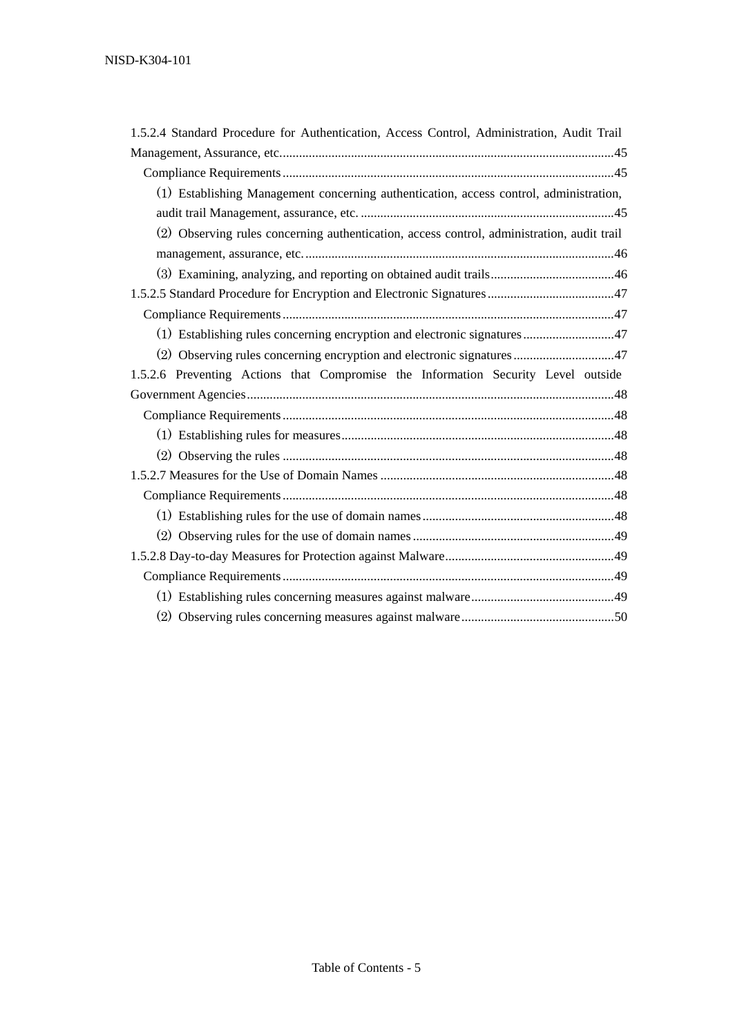1.5.2.4 Standard Procedure for Authentication, Access Control, Administration, Audit Trail Management, Assurance, etc. .......... 45

- Compliance Requirements .......... 45
  - (1) Establishing Management concerning authentication, access control, administration, audit trail Management, assurance, etc. .......... 45
  - (2) Observing rules concerning authentication, access control, administration, audit trail management, assurance, etc. .......... 46
  - (3) Examining, analyzing, and reporting on obtained audit trails .......... 46

1.5.2.5 Standard Procedure for Encryption and Electronic Signatures .......... 47

- Compliance Requirements .......... 47
  - (1) Establishing rules concerning encryption and electronic signatures .......... 47
  - (2) Observing rules concerning encryption and electronic signatures .......... 47

1.5.2.6 Preventing Actions that Compromise the Information Security Level outside Government Agencies .......... 48

- Compliance Requirements .......... 48
  - (1) Establishing rules for measures .......... 48
  - (2) Observing the rules .......... 48

1.5.2.7 Measures for the Use of Domain Names .......... 48

- Compliance Requirements .......... 48
  - (1) Establishing rules for the use of domain names .......... 48
  - (2) Observing rules for the use of domain names .......... 49

1.5.2.8 Day-to-day Measures for Protection against Malware .......... 49

- Compliance Requirements .......... 49
  - (1) Establishing rules concerning measures against malware .......... 49
  - (2) Observing rules concerning measures against malware .......... 50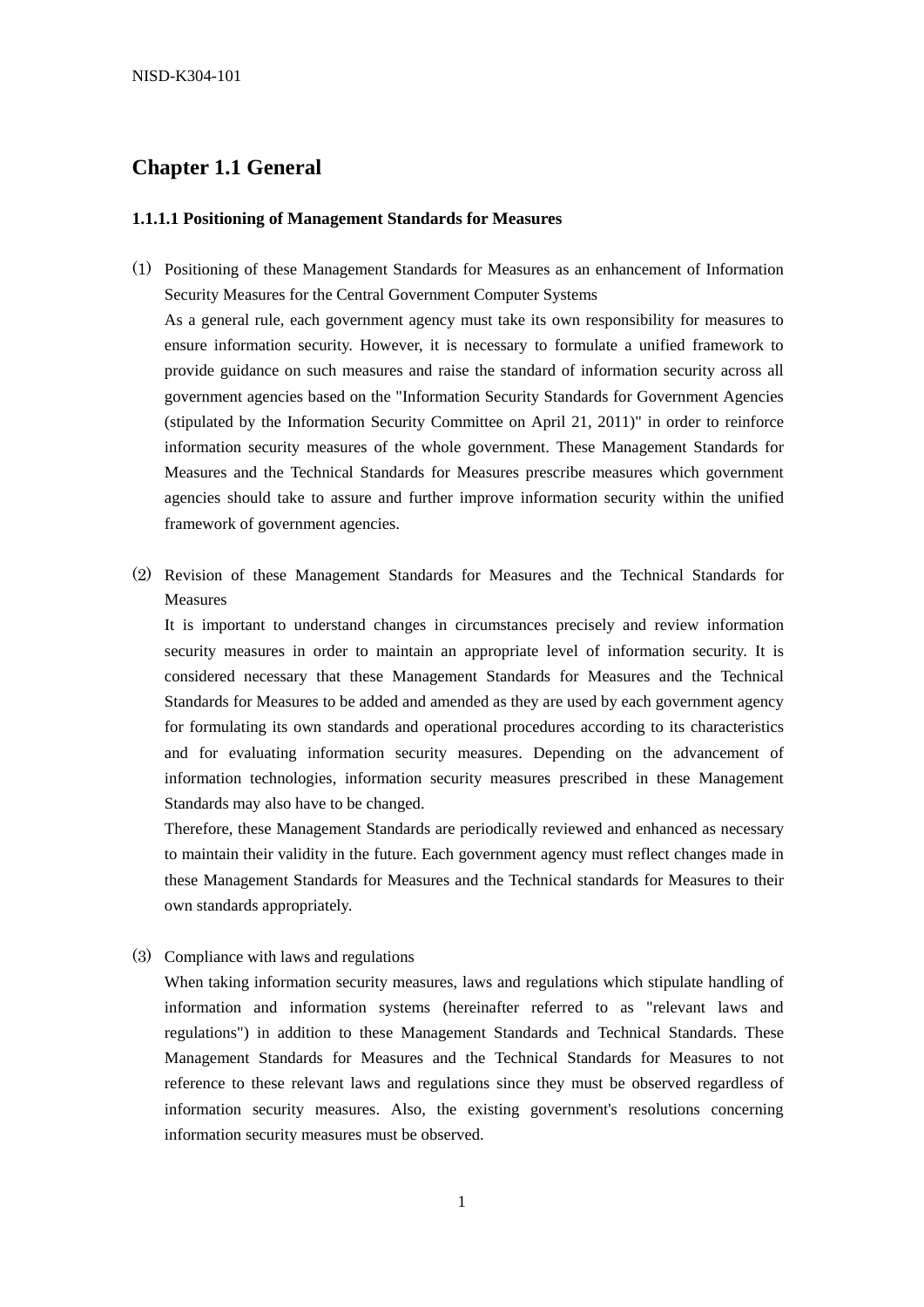# Chapter 1.1 General

### 1.1.1.1 Positioning of Management Standards for Measures

(1) Positioning of these Management Standards for Measures as an enhancement of Information Security Measures for the Central Government Computer Systems

As a general rule, each government agency must take its own responsibility for measures to ensure information security. However, it is necessary to formulate a unified framework to provide guidance on such measures and raise the standard of information security across all government agencies based on the "Information Security Standards for Government Agencies (stipulated by the Information Security Committee on April 21, 2011)" in order to reinforce information security measures of the whole government. These Management Standards for Measures and the Technical Standards for Measures prescribe measures which government agencies should take to assure and further improve information security within the unified framework of government agencies.

(2) Revision of these Management Standards for Measures and the Technical Standards for Measures

It is important to understand changes in circumstances precisely and review information security measures in order to maintain an appropriate level of information security. It is considered necessary that these Management Standards for Measures and the Technical Standards for Measures to be added and amended as they are used by each government agency for formulating its own standards and operational procedures according to its characteristics and for evaluating information security measures. Depending on the advancement of information technologies, information security measures prescribed in these Management Standards may also have to be changed.

Therefore, these Management Standards are periodically reviewed and enhanced as necessary to maintain their validity in the future. Each government agency must reflect changes made in these Management Standards for Measures and the Technical standards for Measures to their own standards appropriately.

(3) Compliance with laws and regulations

When taking information security measures, laws and regulations which stipulate handling of information and information systems (hereinafter referred to as "relevant laws and regulations") in addition to these Management Standards and Technical Standards. These Management Standards for Measures and the Technical Standards for Measures to not reference to these relevant laws and regulations since they must be observed regardless of information security measures. Also, the existing government's resolutions concerning information security measures must be observed.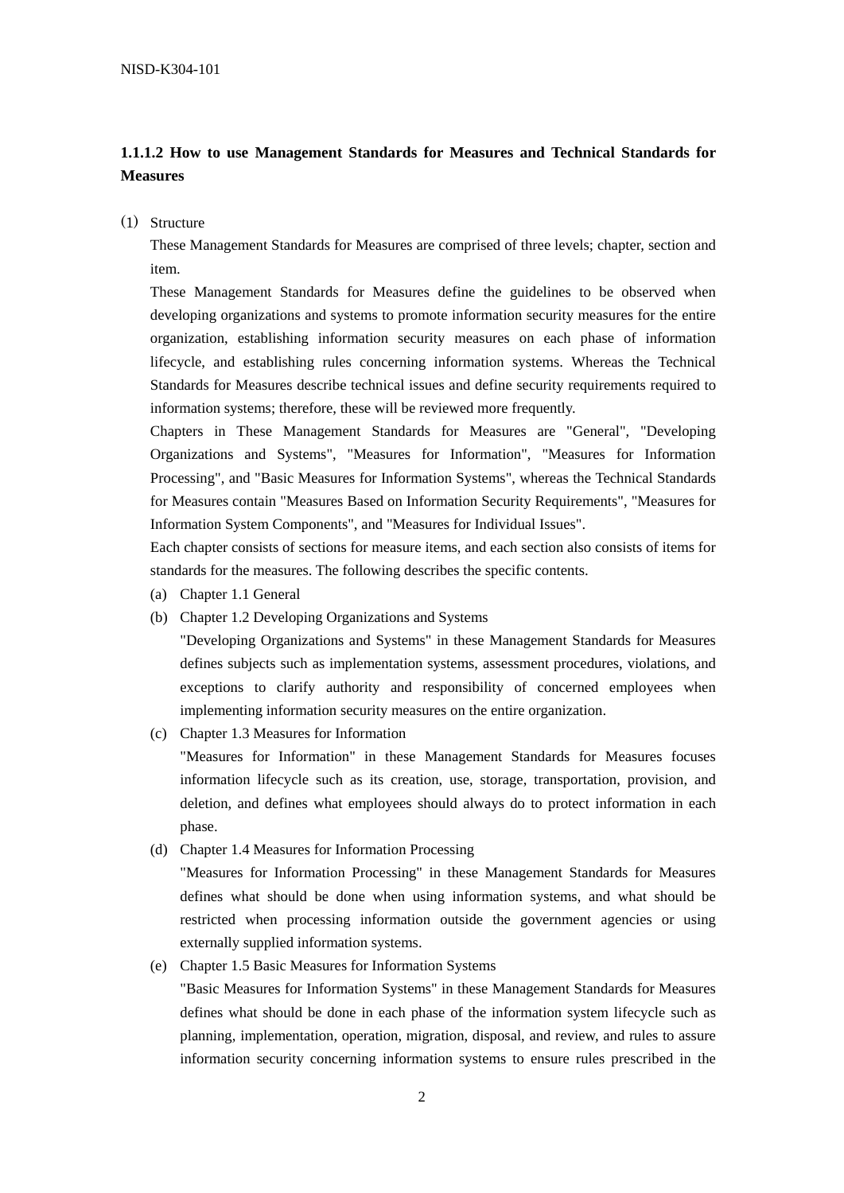### 1.1.1.2 How to use Management Standards for Measures and Technical Standards for Measures

(1) Structure

These Management Standards for Measures are comprised of three levels; chapter, section and item.

These Management Standards for Measures define the guidelines to be observed when developing organizations and systems to promote information security measures for the entire organization, establishing information security measures on each phase of information lifecycle, and establishing rules concerning information systems. Whereas the Technical Standards for Measures describe technical issues and define security requirements required to information systems; therefore, these will be reviewed more frequently.

Chapters in These Management Standards for Measures are "General", "Developing Organizations and Systems", "Measures for Information", "Measures for Information Processing", and "Basic Measures for Information Systems", whereas the Technical Standards for Measures contain "Measures Based on Information Security Requirements", "Measures for Information System Components", and "Measures for Individual Issues".

Each chapter consists of sections for measure items, and each section also consists of items for standards for the measures. The following describes the specific contents.

(a) Chapter 1.1 General

(b) Chapter 1.2 Developing Organizations and Systems

"Developing Organizations and Systems" in these Management Standards for Measures defines subjects such as implementation systems, assessment procedures, violations, and exceptions to clarify authority and responsibility of concerned employees when implementing information security measures on the entire organization.

(c) Chapter 1.3 Measures for Information

"Measures for Information" in these Management Standards for Measures focuses information lifecycle such as its creation, use, storage, transportation, provision, and deletion, and defines what employees should always do to protect information in each phase.

(d) Chapter 1.4 Measures for Information Processing

"Measures for Information Processing" in these Management Standards for Measures defines what should be done when using information systems, and what should be restricted when processing information outside the government agencies or using externally supplied information systems.

(e) Chapter 1.5 Basic Measures for Information Systems

"Basic Measures for Information Systems" in these Management Standards for Measures defines what should be done in each phase of the information system lifecycle such as planning, implementation, operation, migration, disposal, and review, and rules to assure information security concerning information systems to ensure rules prescribed in the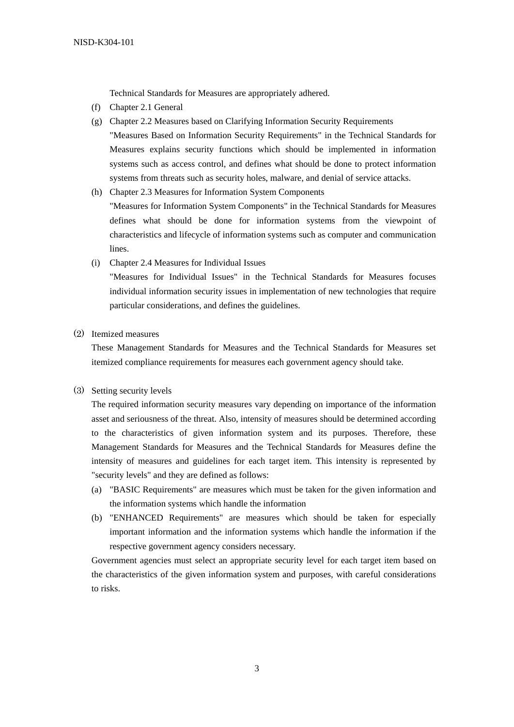Technical Standards for Measures are appropriately adhered.

(f) Chapter 2.1 General

(g) Chapter 2.2 Measures based on Clarifying Information Security Requirements
"Measures Based on Information Security Requirements" in the Technical Standards for Measures explains security functions which should be implemented in information systems such as access control, and defines what should be done to protect information systems from threats such as security holes, malware, and denial of service attacks.

(h) Chapter 2.3 Measures for Information System Components
"Measures for Information System Components" in the Technical Standards for Measures defines what should be done for information systems from the viewpoint of characteristics and lifecycle of information systems such as computer and communication lines.

(i) Chapter 2.4 Measures for Individual Issues
"Measures for Individual Issues" in the Technical Standards for Measures focuses individual information security issues in implementation of new technologies that require particular considerations, and defines the guidelines.

(2) Itemized measures

These Management Standards for Measures and the Technical Standards for Measures set itemized compliance requirements for measures each government agency should take.

(3) Setting security levels

The required information security measures vary depending on importance of the information asset and seriousness of the threat. Also, intensity of measures should be determined according to the characteristics of given information system and its purposes. Therefore, these Management Standards for Measures and the Technical Standards for Measures define the intensity of measures and guidelines for each target item. This intensity is represented by "security levels" and they are defined as follows:

(a) "BASIC Requirements" are measures which must be taken for the given information and the information systems which handle the information

(b) "ENHANCED Requirements" are measures which should be taken for especially important information and the information systems which handle the information if the respective government agency considers necessary.

Government agencies must select an appropriate security level for each target item based on the characteristics of the given information system and purposes, with careful considerations to risks.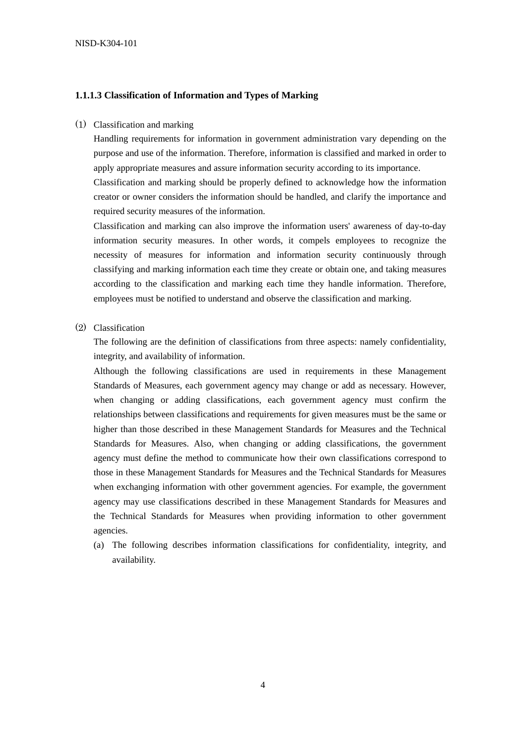### 1.1.1.3 Classification of Information and Types of Marking

(1) Classification and marking

Handling requirements for information in government administration vary depending on the purpose and use of the information. Therefore, information is classified and marked in order to apply appropriate measures and assure information security according to its importance.

Classification and marking should be properly defined to acknowledge how the information creator or owner considers the information should be handled, and clarify the importance and required security measures of the information.

Classification and marking can also improve the information users' awareness of day-to-day information security measures. In other words, it compels employees to recognize the necessity of measures for information and information security continuously through classifying and marking information each time they create or obtain one, and taking measures according to the classification and marking each time they handle information. Therefore, employees must be notified to understand and observe the classification and marking.

(2) Classification

The following are the definition of classifications from three aspects: namely confidentiality, integrity, and availability of information.

Although the following classifications are used in requirements in these Management Standards of Measures, each government agency may change or add as necessary. However, when changing or adding classifications, each government agency must confirm the relationships between classifications and requirements for given measures must be the same or higher than those described in these Management Standards for Measures and the Technical Standards for Measures. Also, when changing or adding classifications, the government agency must define the method to communicate how their own classifications correspond to those in these Management Standards for Measures and the Technical Standards for Measures when exchanging information with other government agencies. For example, the government agency may use classifications described in these Management Standards for Measures and the Technical Standards for Measures when providing information to other government agencies.

(a) The following describes information classifications for confidentiality, integrity, and availability.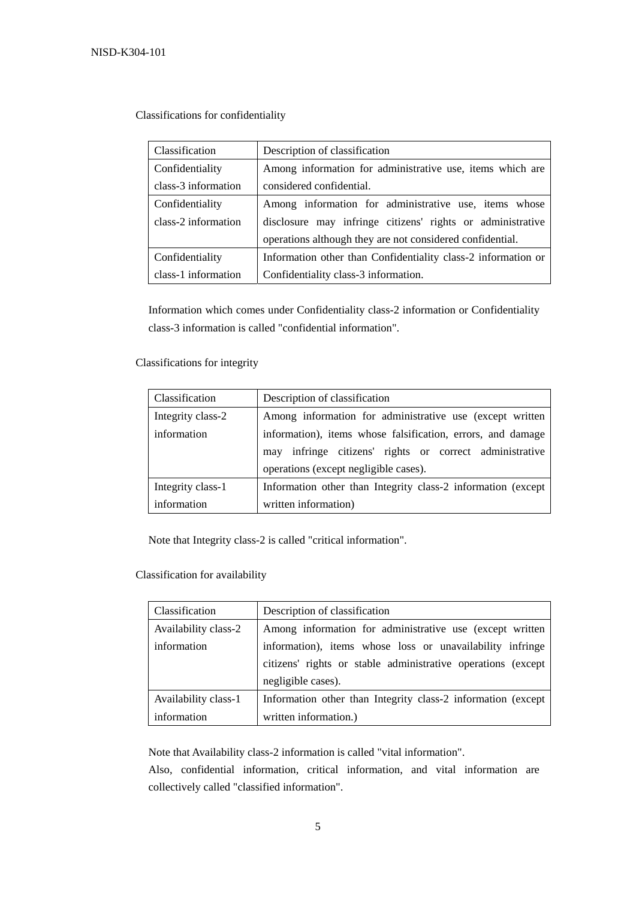Classifications for confidentiality

| Classification | Description of classification |
| --- | --- |
| Confidentiality class-3 information | Among information for administrative use, items which are considered confidential. |
| Confidentiality class-2 information | Among information for administrative use, items whose disclosure may infringe citizens' rights or administrative operations although they are not considered confidential. |
| Confidentiality class-1 information | Information other than Confidentiality class-2 information or Confidentiality class-3 information. |

Information which comes under Confidentiality class-2 information or Confidentiality class-3 information is called "confidential information".

Classifications for integrity

| Classification | Description of classification |
| --- | --- |
| Integrity class-2 information | Among information for administrative use (except written information), items whose falsification, errors, and damage may infringe citizens' rights or correct administrative operations (except negligible cases). |
| Integrity class-1 information | Information other than Integrity class-2 information (except written information) |

Note that Integrity class-2 is called "critical information".

Classification for availability

| Classification | Description of classification |
| --- | --- |
| Availability class-2 information | Among information for administrative use (except written information), items whose loss or unavailability infringe citizens' rights or stable administrative operations (except negligible cases). |
| Availability class-1 information | Information other than Integrity class-2 information (except written information.) |

Note that Availability class-2 information is called "vital information".
Also, confidential information, critical information, and vital information are collectively called "classified information".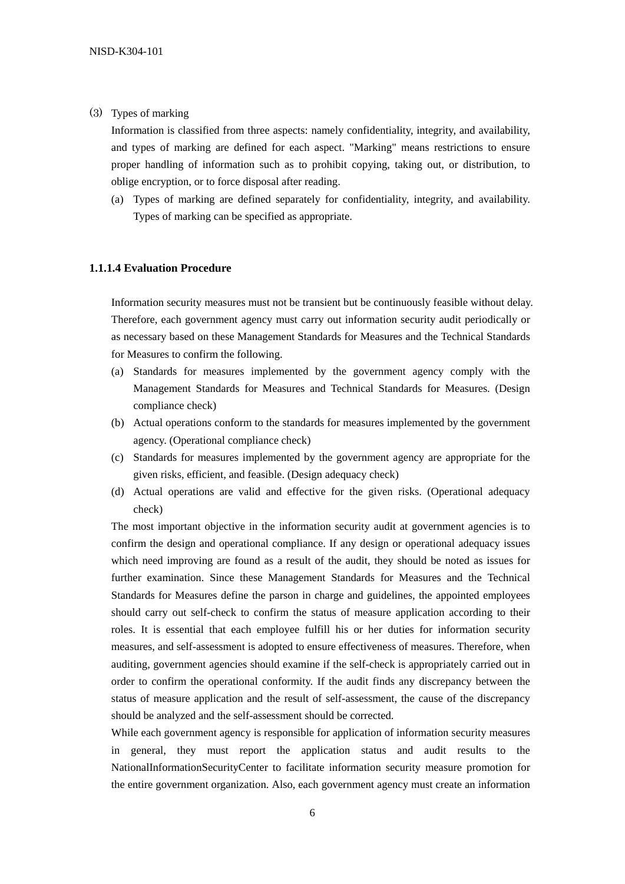(3) Types of marking

Information is classified from three aspects: namely confidentiality, integrity, and availability, and types of marking are defined for each aspect. "Marking" means restrictions to ensure proper handling of information such as to prohibit copying, taking out, or distribution, to oblige encryption, or to force disposal after reading.

(a) Types of marking are defined separately for confidentiality, integrity, and availability. Types of marking can be specified as appropriate.

### 1.1.1.4 Evaluation Procedure

Information security measures must not be transient but be continuously feasible without delay. Therefore, each government agency must carry out information security audit periodically or as necessary based on these Management Standards for Measures and the Technical Standards for Measures to confirm the following.

(a) Standards for measures implemented by the government agency comply with the Management Standards for Measures and Technical Standards for Measures. (Design compliance check)

(b) Actual operations conform to the standards for measures implemented by the government agency. (Operational compliance check)

(c) Standards for measures implemented by the government agency are appropriate for the given risks, efficient, and feasible. (Design adequacy check)

(d) Actual operations are valid and effective for the given risks. (Operational adequacy check)

The most important objective in the information security audit at government agencies is to confirm the design and operational compliance. If any design or operational adequacy issues which need improving are found as a result of the audit, they should be noted as issues for further examination. Since these Management Standards for Measures and the Technical Standards for Measures define the parson in charge and guidelines, the appointed employees should carry out self-check to confirm the status of measure application according to their roles. It is essential that each employee fulfill his or her duties for information security measures, and self-assessment is adopted to ensure effectiveness of measures. Therefore, when auditing, government agencies should examine if the self-check is appropriately carried out in order to confirm the operational conformity. If the audit finds any discrepancy between the status of measure application and the result of self-assessment, the cause of the discrepancy should be analyzed and the self-assessment should be corrected.

While each government agency is responsible for application of information security measures in general, they must report the application status and audit results to the NationalInformationSecurityCenter to facilitate information security measure promotion for the entire government organization. Also, each government agency must create an information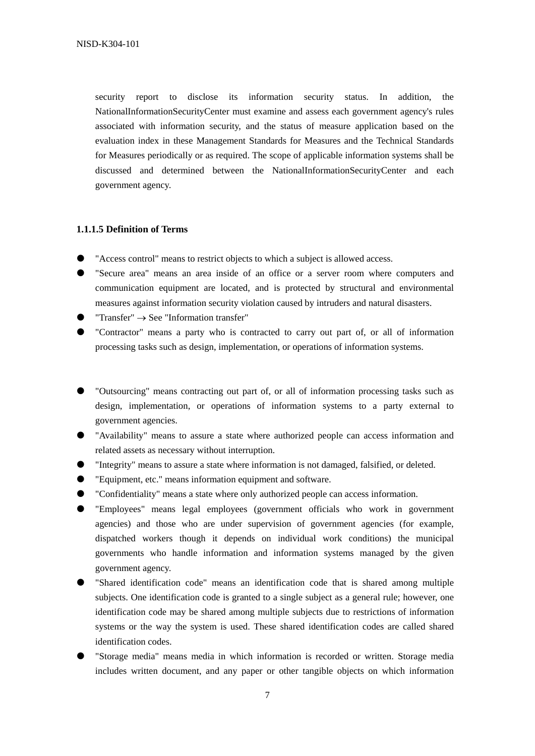security report to disclose its information security status. In addition, the NationalInformationSecurityCenter must examine and assess each government agency's rules associated with information security, and the status of measure application based on the evaluation index in these Management Standards for Measures and the Technical Standards for Measures periodically or as required. The scope of applicable information systems shall be discussed and determined between the NationalInformationSecurityCenter and each government agency.

### 1.1.1.5 Definition of Terms

- "Access control" means to restrict objects to which a subject is allowed access.
- "Secure area" means an area inside of an office or a server room where computers and communication equipment are located, and is protected by structural and environmental measures against information security violation caused by intruders and natural disasters.
- "Transfer" → See "Information transfer"
- "Contractor" means a party who is contracted to carry out part of, or all of information processing tasks such as design, implementation, or operations of information systems.

- "Outsourcing" means contracting out part of, or all of information processing tasks such as design, implementation, or operations of information systems to a party external to government agencies.
- "Availability" means to assure a state where authorized people can access information and related assets as necessary without interruption.
- "Integrity" means to assure a state where information is not damaged, falsified, or deleted.
- "Equipment, etc." means information equipment and software.
- "Confidentiality" means a state where only authorized people can access information.
- "Employees" means legal employees (government officials who work in government agencies) and those who are under supervision of government agencies (for example, dispatched workers though it depends on individual work conditions) the municipal governments who handle information and information systems managed by the given government agency.
- "Shared identification code" means an identification code that is shared among multiple subjects. One identification code is granted to a single subject as a general rule; however, one identification code may be shared among multiple subjects due to restrictions of information systems or the way the system is used. These shared identification codes are called shared identification codes.
- "Storage media" means media in which information is recorded or written. Storage media includes written document, and any paper or other tangible objects on which information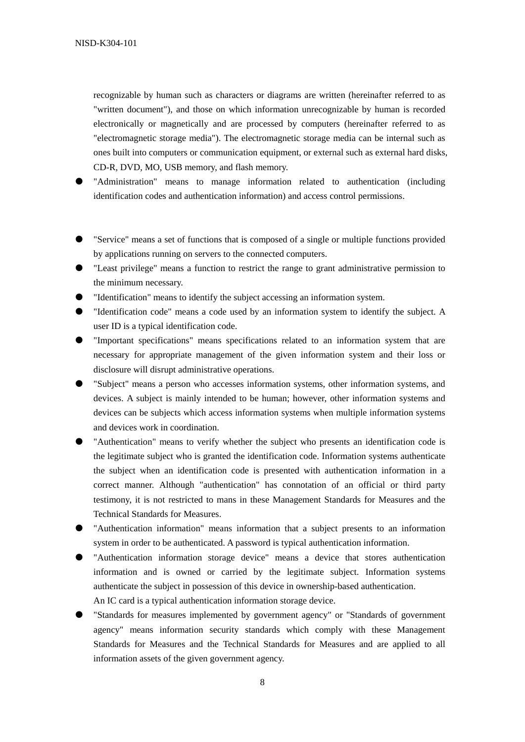recognizable by human such as characters or diagrams are written (hereinafter referred to as "written document"), and those on which information unrecognizable by human is recorded electronically or magnetically and are processed by computers (hereinafter referred to as "electromagnetic storage media"). The electromagnetic storage media can be internal such as ones built into computers or communication equipment, or external such as external hard disks, CD-R, DVD, MO, USB memory, and flash memory.

- "Administration" means to manage information related to authentication (including identification codes and authentication information) and access control permissions.

- "Service" means a set of functions that is composed of a single or multiple functions provided by applications running on servers to the connected computers.
- "Least privilege" means a function to restrict the range to grant administrative permission to the minimum necessary.
- "Identification" means to identify the subject accessing an information system.
- "Identification code" means a code used by an information system to identify the subject. A user ID is a typical identification code.
- "Important specifications" means specifications related to an information system that are necessary for appropriate management of the given information system and their loss or disclosure will disrupt administrative operations.
- "Subject" means a person who accesses information systems, other information systems, and devices. A subject is mainly intended to be human; however, other information systems and devices can be subjects which access information systems when multiple information systems and devices work in coordination.
- "Authentication" means to verify whether the subject who presents an identification code is the legitimate subject who is granted the identification code. Information systems authenticate the subject when an identification code is presented with authentication information in a correct manner. Although "authentication" has connotation of an official or third party testimony, it is not restricted to mans in these Management Standards for Measures and the Technical Standards for Measures.
- "Authentication information" means information that a subject presents to an information system in order to be authenticated. A password is typical authentication information.
- "Authentication information storage device" means a device that stores authentication information and is owned or carried by the legitimate subject. Information systems authenticate the subject in possession of this device in ownership-based authentication.
  An IC card is a typical authentication information storage device.
- "Standards for measures implemented by government agency" or "Standards of government agency" means information security standards which comply with these Management Standards for Measures and the Technical Standards for Measures and are applied to all information assets of the given government agency.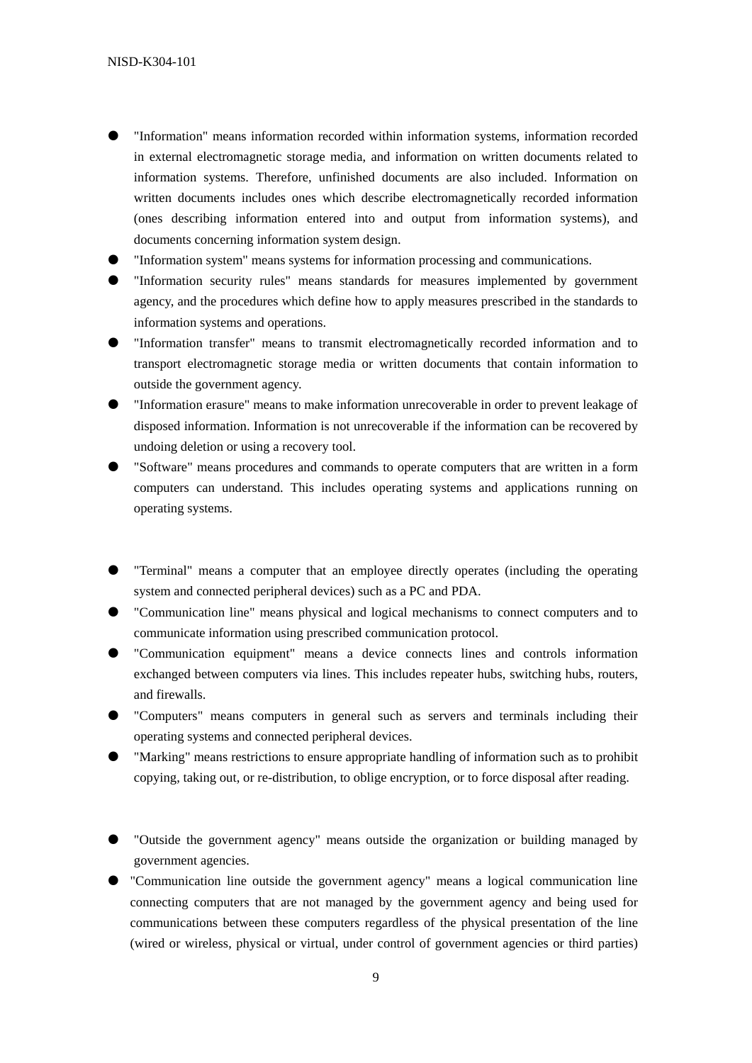- "Information" means information recorded within information systems, information recorded in external electromagnetic storage media, and information on written documents related to information systems. Therefore, unfinished documents are also included. Information on written documents includes ones which describe electromagnetically recorded information (ones describing information entered into and output from information systems), and documents concerning information system design.
- "Information system" means systems for information processing and communications.
- "Information security rules" means standards for measures implemented by government agency, and the procedures which define how to apply measures prescribed in the standards to information systems and operations.
- "Information transfer" means to transmit electromagnetically recorded information and to transport electromagnetic storage media or written documents that contain information to outside the government agency.
- "Information erasure" means to make information unrecoverable in order to prevent leakage of disposed information. Information is not unrecoverable if the information can be recovered by undoing deletion or using a recovery tool.
- "Software" means procedures and commands to operate computers that are written in a form computers can understand. This includes operating systems and applications running on operating systems.

- "Terminal" means a computer that an employee directly operates (including the operating system and connected peripheral devices) such as a PC and PDA.
- "Communication line" means physical and logical mechanisms to connect computers and to communicate information using prescribed communication protocol.
- "Communication equipment" means a device connects lines and controls information exchanged between computers via lines. This includes repeater hubs, switching hubs, routers, and firewalls.
- "Computers" means computers in general such as servers and terminals including their operating systems and connected peripheral devices.
- "Marking" means restrictions to ensure appropriate handling of information such as to prohibit copying, taking out, or re-distribution, to oblige encryption, or to force disposal after reading.

- "Outside the government agency" means outside the organization or building managed by government agencies.
- "Communication line outside the government agency" means a logical communication line connecting computers that are not managed by the government agency and being used for communications between these computers regardless of the physical presentation of the line (wired or wireless, physical or virtual, under control of government agencies or third parties)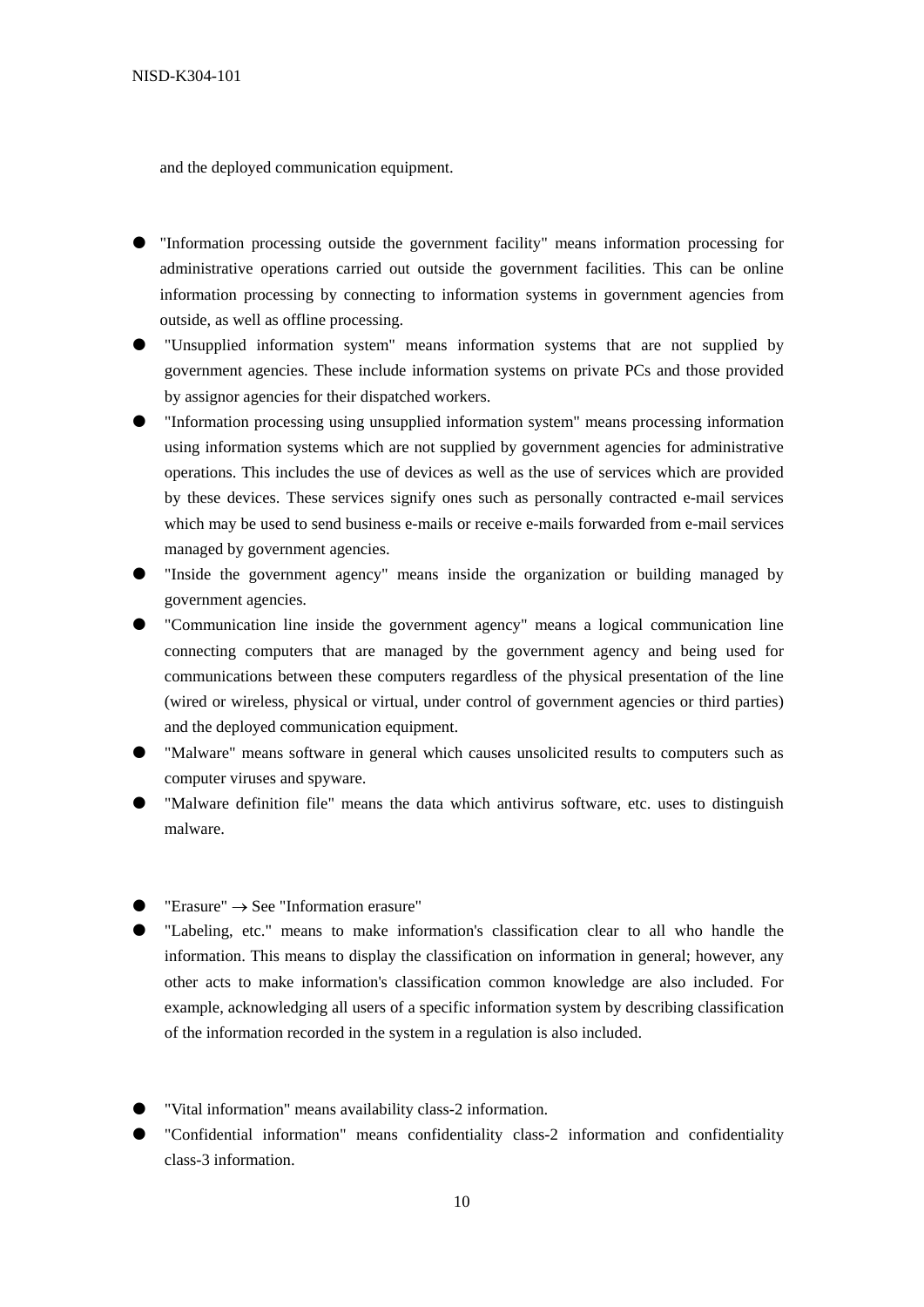and the deployed communication equipment.

- "Information processing outside the government facility" means information processing for administrative operations carried out outside the government facilities. This can be online information processing by connecting to information systems in government agencies from outside, as well as offline processing.
- "Unsupplied information system" means information systems that are not supplied by government agencies. These include information systems on private PCs and those provided by assignor agencies for their dispatched workers.
- "Information processing using unsupplied information system" means processing information using information systems which are not supplied by government agencies for administrative operations. This includes the use of devices as well as the use of services which are provided by these devices. These services signify ones such as personally contracted e-mail services which may be used to send business e-mails or receive e-mails forwarded from e-mail services managed by government agencies.
- "Inside the government agency" means inside the organization or building managed by government agencies.
- "Communication line inside the government agency" means a logical communication line connecting computers that are managed by the government agency and being used for communications between these computers regardless of the physical presentation of the line (wired or wireless, physical or virtual, under control of government agencies or third parties) and the deployed communication equipment.
- "Malware" means software in general which causes unsolicited results to computers such as computer viruses and spyware.
- "Malware definition file" means the data which antivirus software, etc. uses to distinguish malware.

- "Erasure" → See "Information erasure"
- "Labeling, etc." means to make information's classification clear to all who handle the information. This means to display the classification on information in general; however, any other acts to make information's classification common knowledge are also included. For example, acknowledging all users of a specific information system by describing classification of the information recorded in the system in a regulation is also included.

- "Vital information" means availability class-2 information.
- "Confidential information" means confidentiality class-2 information and confidentiality class-3 information.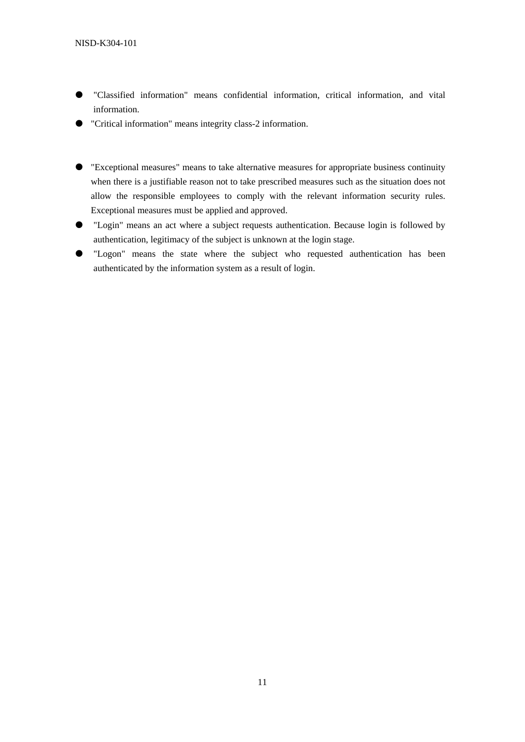- "Classified information" means confidential information, critical information, and vital information.
- "Critical information" means integrity class-2 information.

- "Exceptional measures" means to take alternative measures for appropriate business continuity when there is a justifiable reason not to take prescribed measures such as the situation does not allow the responsible employees to comply with the relevant information security rules. Exceptional measures must be applied and approved.
- "Login" means an act where a subject requests authentication. Because login is followed by authentication, legitimacy of the subject is unknown at the login stage.
- "Logon" means the state where the subject who requested authentication has been authenticated by the information system as a result of login.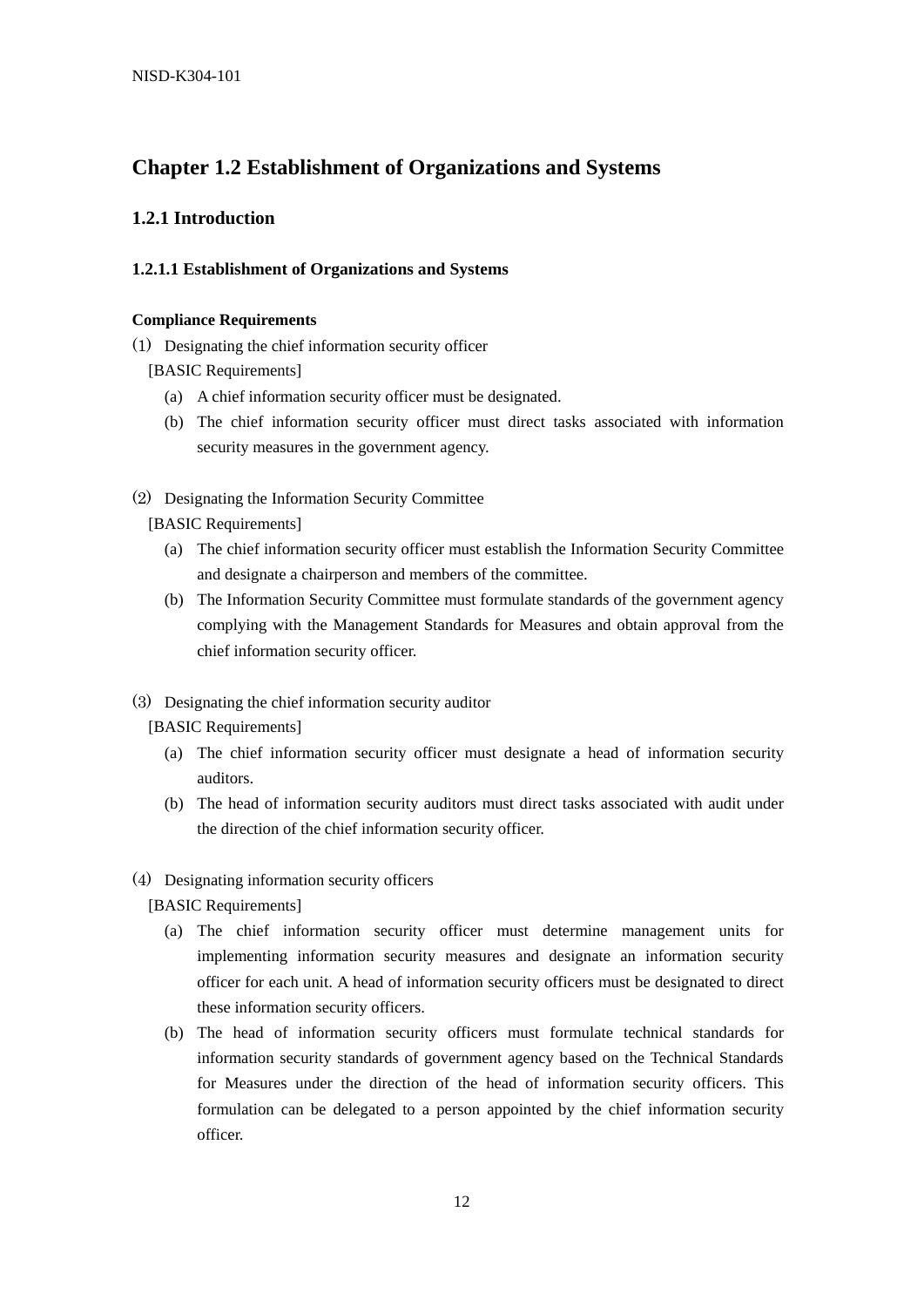# Chapter 1.2 Establishment of Organizations and Systems

## 1.2.1 Introduction

### 1.2.1.1 Establishment of Organizations and Systems

**Compliance Requirements**

(1) Designating the chief information security officer

[BASIC Requirements]

(a) A chief information security officer must be designated.

(b) The chief information security officer must direct tasks associated with information security measures in the government agency.

(2) Designating the Information Security Committee

[BASIC Requirements]

(a) The chief information security officer must establish the Information Security Committee and designate a chairperson and members of the committee.

(b) The Information Security Committee must formulate standards of the government agency complying with the Management Standards for Measures and obtain approval from the chief information security officer.

(3) Designating the chief information security auditor

[BASIC Requirements]

(a) The chief information security officer must designate a head of information security auditors.

(b) The head of information security auditors must direct tasks associated with audit under the direction of the chief information security officer.

(4) Designating information security officers

[BASIC Requirements]

(a) The chief information security officer must determine management units for implementing information security measures and designate an information security officer for each unit. A head of information security officers must be designated to direct these information security officers.

(b) The head of information security officers must formulate technical standards for information security standards of government agency based on the Technical Standards for Measures under the direction of the head of information security officers. This formulation can be delegated to a person appointed by the chief information security officer.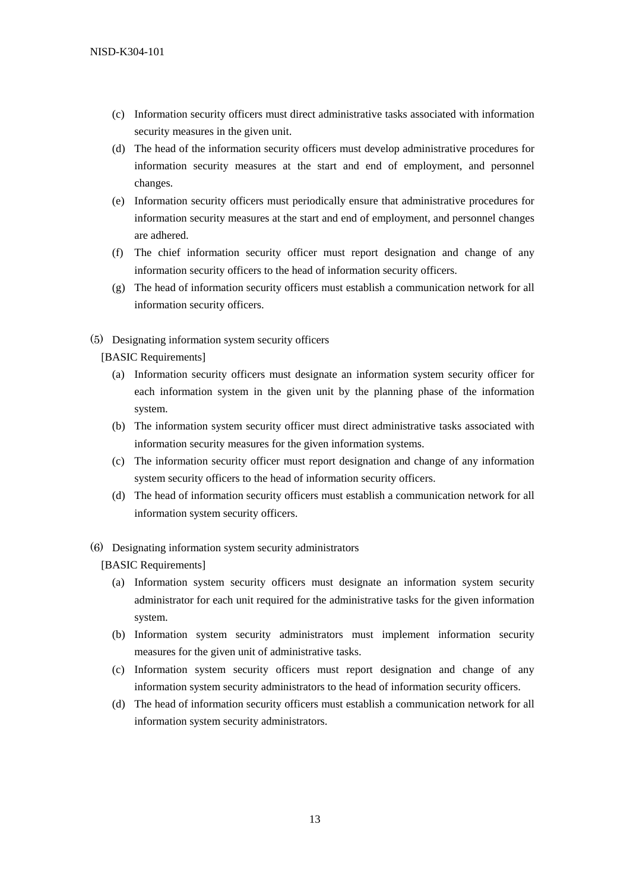(c) Information security officers must direct administrative tasks associated with information security measures in the given unit.

(d) The head of the information security officers must develop administrative procedures for information security measures at the start and end of employment, and personnel changes.

(e) Information security officers must periodically ensure that administrative procedures for information security measures at the start and end of employment, and personnel changes are adhered.

(f) The chief information security officer must report designation and change of any information security officers to the head of information security officers.

(g) The head of information security officers must establish a communication network for all information security officers.

### (5) Designating information system security officers

[BASIC Requirements]

(a) Information security officers must designate an information system security officer for each information system in the given unit by the planning phase of the information system.

(b) The information system security officer must direct administrative tasks associated with information security measures for the given information systems.

(c) The information security officer must report designation and change of any information system security officers to the head of information security officers.

(d) The head of information security officers must establish a communication network for all information system security officers.

### (6) Designating information system security administrators

[BASIC Requirements]

(a) Information system security officers must designate an information system security administrator for each unit required for the administrative tasks for the given information system.

(b) Information system security administrators must implement information security measures for the given unit of administrative tasks.

(c) Information system security officers must report designation and change of any information system security administrators to the head of information security officers.

(d) The head of information security officers must establish a communication network for all information system security administrators.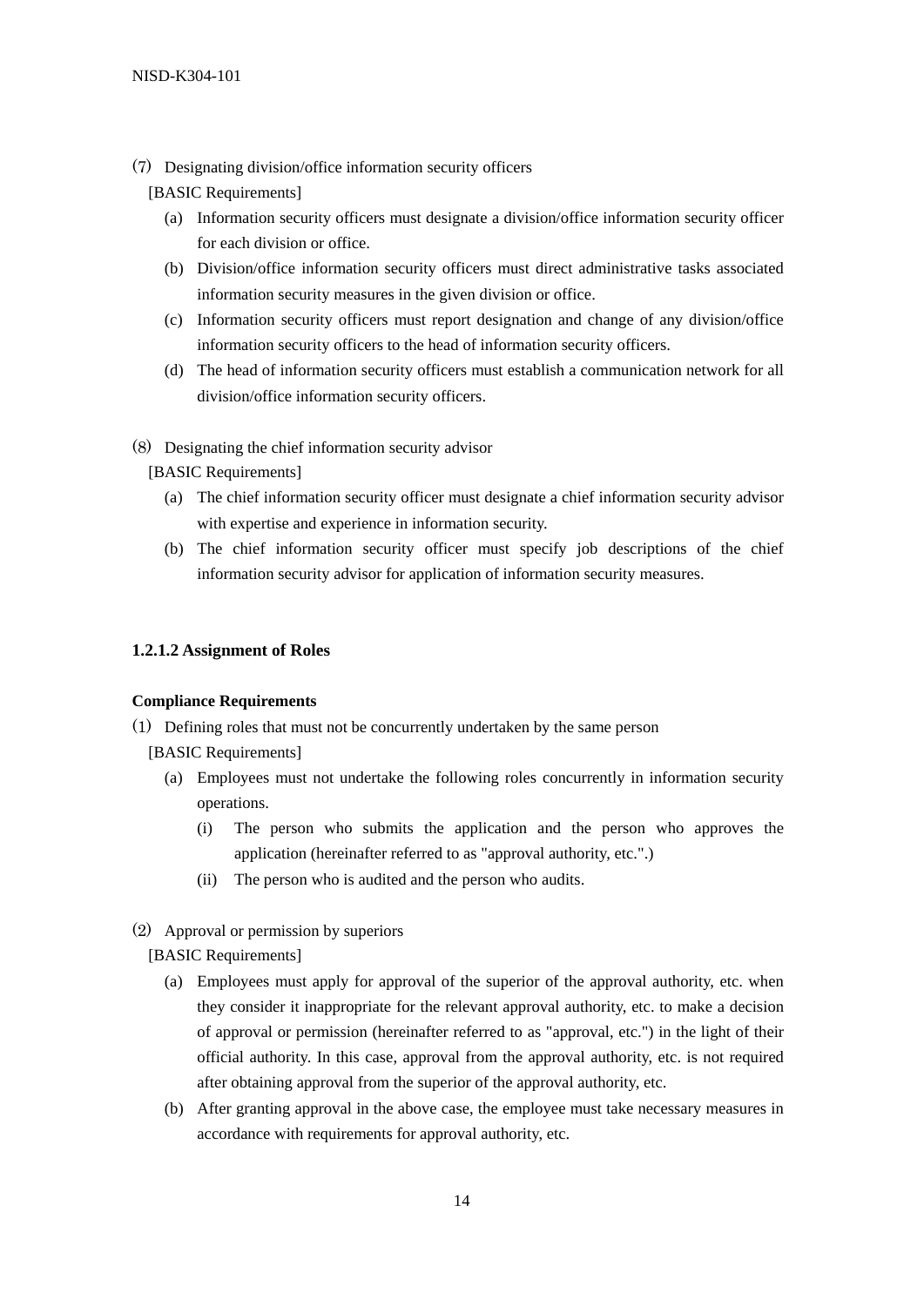(7) Designating division/office information security officers

[BASIC Requirements]

(a) Information security officers must designate a division/office information security officer for each division or office.

(b) Division/office information security officers must direct administrative tasks associated information security measures in the given division or office.

(c) Information security officers must report designation and change of any division/office information security officers to the head of information security officers.

(d) The head of information security officers must establish a communication network for all division/office information security officers.

(8) Designating the chief information security advisor

[BASIC Requirements]

(a) The chief information security officer must designate a chief information security advisor with expertise and experience in information security.

(b) The chief information security officer must specify job descriptions of the chief information security advisor for application of information security measures.

#### 1.2.1.2 Assignment of Roles

**Compliance Requirements**

(1) Defining roles that must not be concurrently undertaken by the same person

[BASIC Requirements]

(a) Employees must not undertake the following roles concurrently in information security operations.

  (i) The person who submits the application and the person who approves the application (hereinafter referred to as "approval authority, etc.".)

  (ii) The person who is audited and the person who audits.

(2) Approval or permission by superiors

[BASIC Requirements]

(a) Employees must apply for approval of the superior of the approval authority, etc. when they consider it inappropriate for the relevant approval authority, etc. to make a decision of approval or permission (hereinafter referred to as "approval, etc.") in the light of their official authority. In this case, approval from the approval authority, etc. is not required after obtaining approval from the superior of the approval authority, etc.

(b) After granting approval in the above case, the employee must take necessary measures in accordance with requirements for approval authority, etc.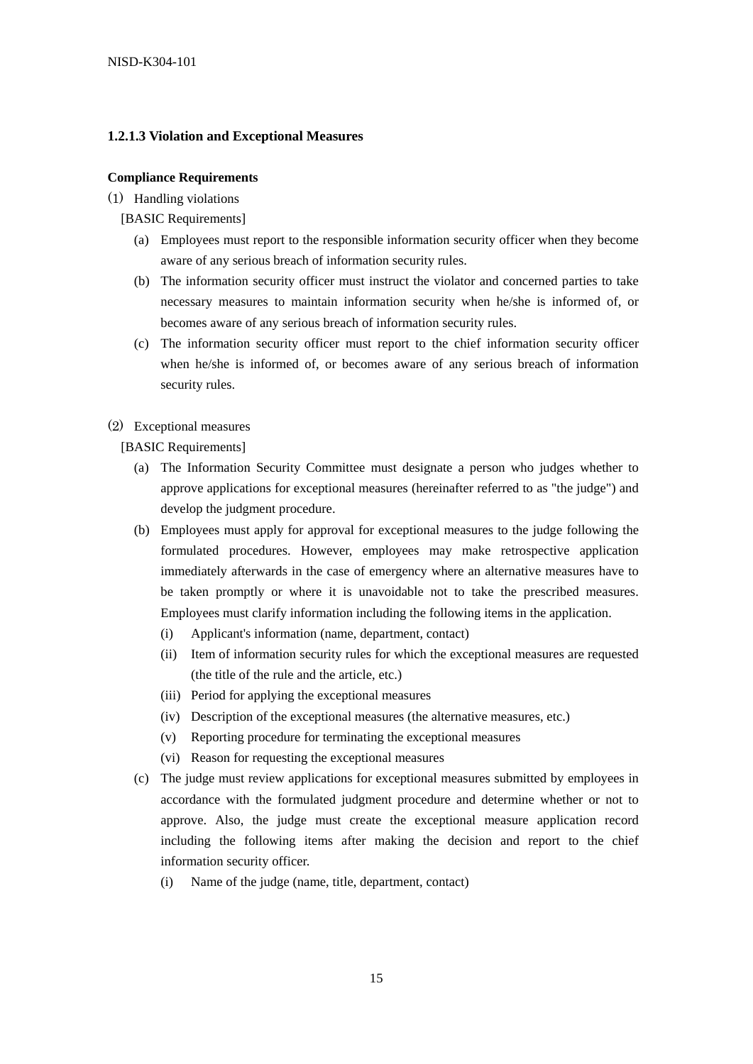### 1.2.1.3 Violation and Exceptional Measures

**Compliance Requirements**

(1) Handling violations

[BASIC Requirements]

- (a) Employees must report to the responsible information security officer when they become aware of any serious breach of information security rules.
- (b) The information security officer must instruct the violator and concerned parties to take necessary measures to maintain information security when he/she is informed of, or becomes aware of any serious breach of information security rules.
- (c) The information security officer must report to the chief information security officer when he/she is informed of, or becomes aware of any serious breach of information security rules.

(2) Exceptional measures

[BASIC Requirements]

- (a) The Information Security Committee must designate a person who judges whether to approve applications for exceptional measures (hereinafter referred to as "the judge") and develop the judgment procedure.
- (b) Employees must apply for approval for exceptional measures to the judge following the formulated procedures. However, employees may make retrospective application immediately afterwards in the case of emergency where an alternative measures have to be taken promptly or where it is unavoidable not to take the prescribed measures. Employees must clarify information including the following items in the application.
  - (i) Applicant's information (name, department, contact)
  - (ii) Item of information security rules for which the exceptional measures are requested (the title of the rule and the article, etc.)
  - (iii) Period for applying the exceptional measures
  - (iv) Description of the exceptional measures (the alternative measures, etc.)
  - (v) Reporting procedure for terminating the exceptional measures
  - (vi) Reason for requesting the exceptional measures
- (c) The judge must review applications for exceptional measures submitted by employees in accordance with the formulated judgment procedure and determine whether or not to approve. Also, the judge must create the exceptional measure application record including the following items after making the decision and report to the chief information security officer.
  - (i) Name of the judge (name, title, department, contact)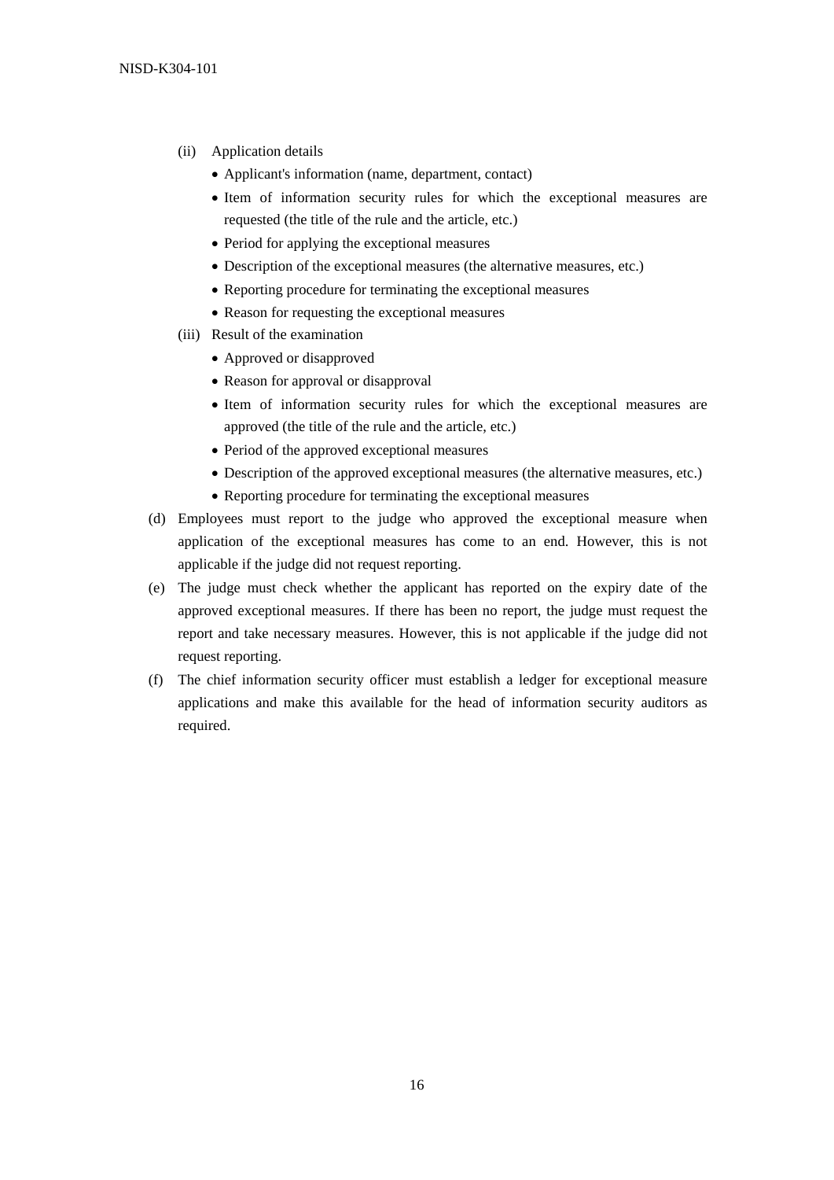(ii) Application details

- Applicant's information (name, department, contact)
- Item of information security rules for which the exceptional measures are requested (the title of the rule and the article, etc.)
- Period for applying the exceptional measures
- Description of the exceptional measures (the alternative measures, etc.)
- Reporting procedure for terminating the exceptional measures
- Reason for requesting the exceptional measures

(iii) Result of the examination

- Approved or disapproved
- Reason for approval or disapproval
- Item of information security rules for which the exceptional measures are approved (the title of the rule and the article, etc.)
- Period of the approved exceptional measures
- Description of the approved exceptional measures (the alternative measures, etc.)
- Reporting procedure for terminating the exceptional measures

(d) Employees must report to the judge who approved the exceptional measure when application of the exceptional measures has come to an end. However, this is not applicable if the judge did not request reporting.

(e) The judge must check whether the applicant has reported on the expiry date of the approved exceptional measures. If there has been no report, the judge must request the report and take necessary measures. However, this is not applicable if the judge did not request reporting.

(f) The chief information security officer must establish a ledger for exceptional measure applications and make this available for the head of information security auditors as required.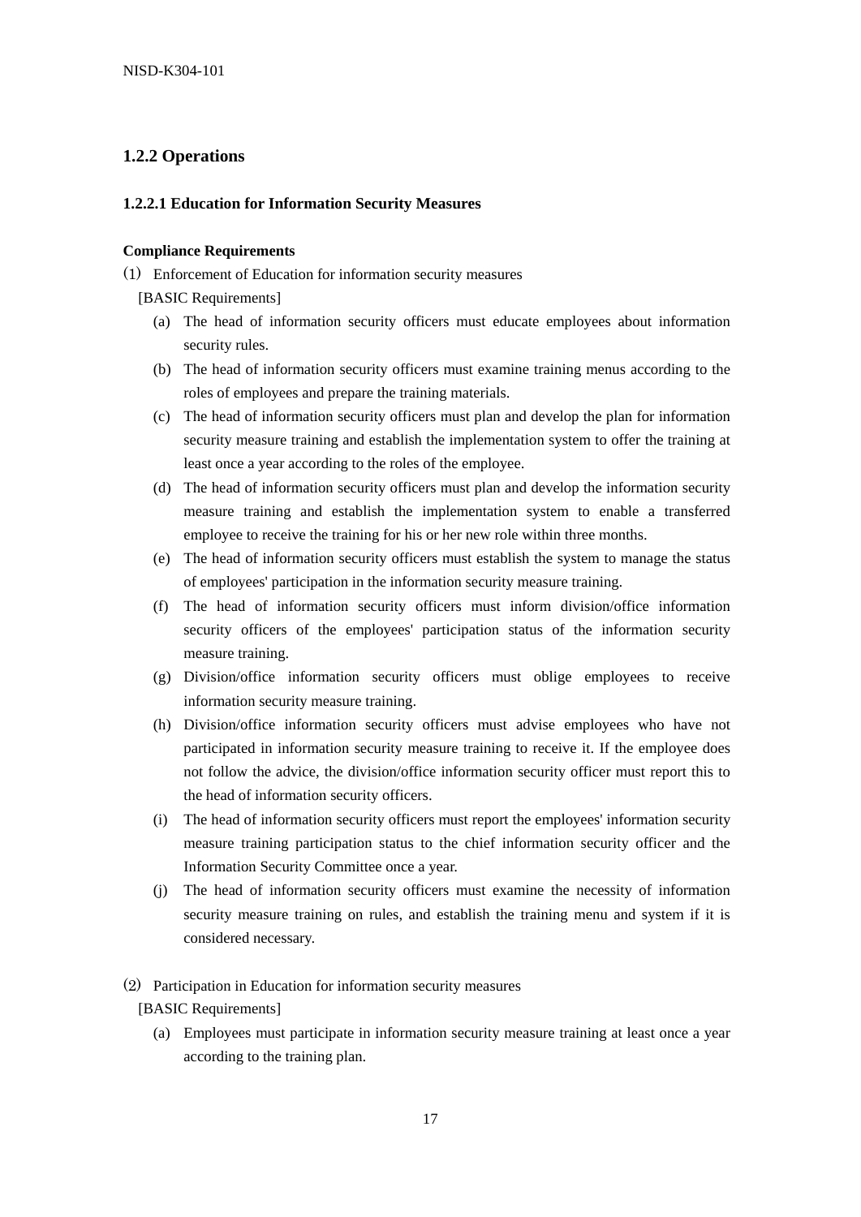## 1.2.2 Operations

### 1.2.2.1 Education for Information Security Measures

**Compliance Requirements**

(1) Enforcement of Education for information security measures

[BASIC Requirements]

- (a) The head of information security officers must educate employees about information security rules.
- (b) The head of information security officers must examine training menus according to the roles of employees and prepare the training materials.
- (c) The head of information security officers must plan and develop the plan for information security measure training and establish the implementation system to offer the training at least once a year according to the roles of the employee.
- (d) The head of information security officers must plan and develop the information security measure training and establish the implementation system to enable a transferred employee to receive the training for his or her new role within three months.
- (e) The head of information security officers must establish the system to manage the status of employees' participation in the information security measure training.
- (f) The head of information security officers must inform division/office information security officers of the employees' participation status of the information security measure training.
- (g) Division/office information security officers must oblige employees to receive information security measure training.
- (h) Division/office information security officers must advise employees who have not participated in information security measure training to receive it. If the employee does not follow the advice, the division/office information security officer must report this to the head of information security officers.
- (i) The head of information security officers must report the employees' information security measure training participation status to the chief information security officer and the Information Security Committee once a year.
- (j) The head of information security officers must examine the necessity of information security measure training on rules, and establish the training menu and system if it is considered necessary.

(2) Participation in Education for information security measures

[BASIC Requirements]

- (a) Employees must participate in information security measure training at least once a year according to the training plan.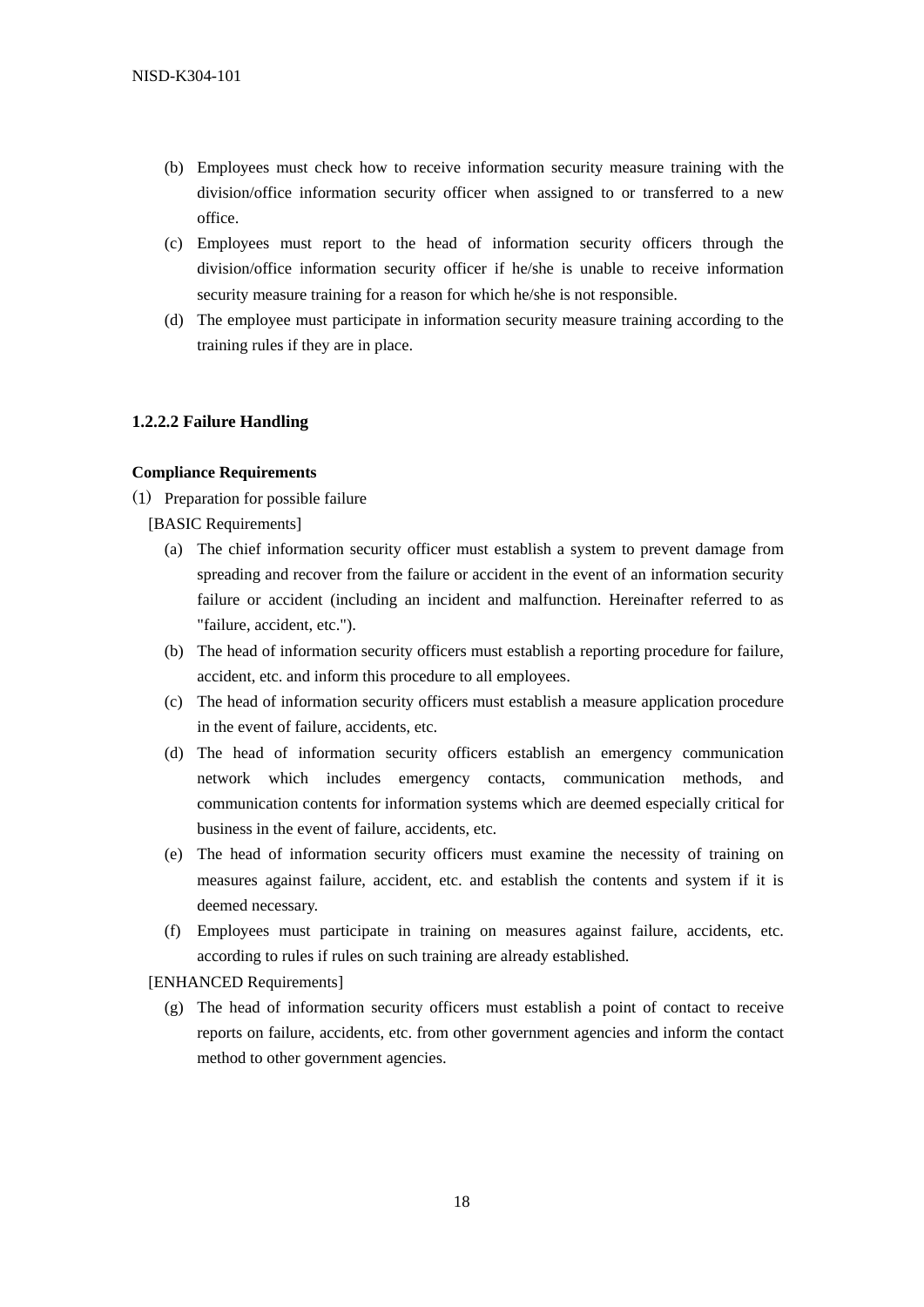(b) Employees must check how to receive information security measure training with the division/office information security officer when assigned to or transferred to a new office.

(c) Employees must report to the head of information security officers through the division/office information security officer if he/she is unable to receive information security measure training for a reason for which he/she is not responsible.

(d) The employee must participate in information security measure training according to the training rules if they are in place.

#### 1.2.2.2 Failure Handling

**Compliance Requirements**

(1) Preparation for possible failure

[BASIC Requirements]

(a) The chief information security officer must establish a system to prevent damage from spreading and recover from the failure or accident in the event of an information security failure or accident (including an incident and malfunction. Hereinafter referred to as "failure, accident, etc.").

(b) The head of information security officers must establish a reporting procedure for failure, accident, etc. and inform this procedure to all employees.

(c) The head of information security officers must establish a measure application procedure in the event of failure, accidents, etc.

(d) The head of information security officers establish an emergency communication network which includes emergency contacts, communication methods, and communication contents for information systems which are deemed especially critical for business in the event of failure, accidents, etc.

(e) The head of information security officers must examine the necessity of training on measures against failure, accident, etc. and establish the contents and system if it is deemed necessary.

(f) Employees must participate in training on measures against failure, accidents, etc. according to rules if rules on such training are already established.

[ENHANCED Requirements]

(g) The head of information security officers must establish a point of contact to receive reports on failure, accidents, etc. from other government agencies and inform the contact method to other government agencies.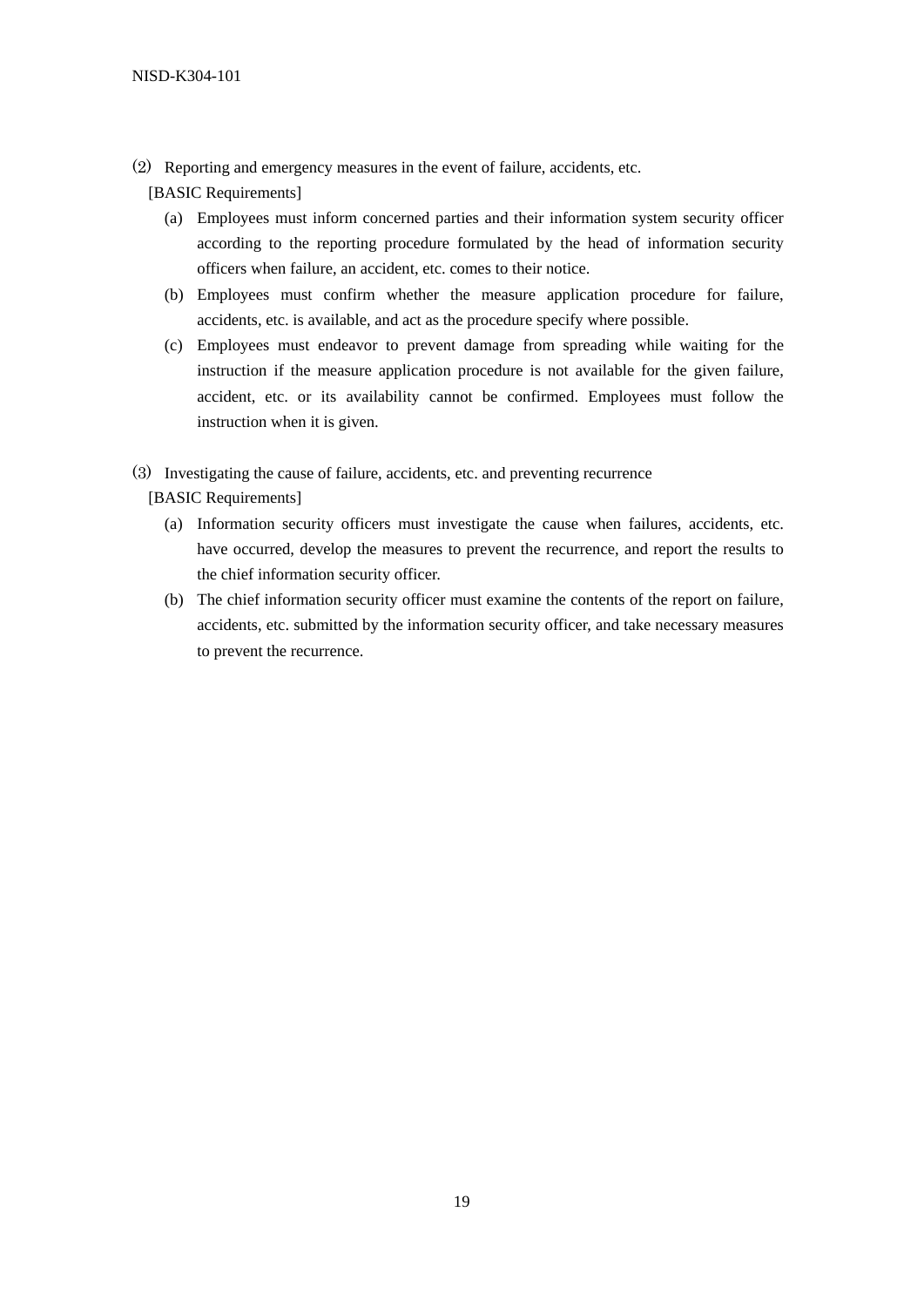⑵ Reporting and emergency measures in the event of failure, accidents, etc.

[BASIC Requirements]

(a) Employees must inform concerned parties and their information system security officer according to the reporting procedure formulated by the head of information security officers when failure, an accident, etc. comes to their notice.

(b) Employees must confirm whether the measure application procedure for failure, accidents, etc. is available, and act as the procedure specify where possible.

(c) Employees must endeavor to prevent damage from spreading while waiting for the instruction if the measure application procedure is not available for the given failure, accident, etc. or its availability cannot be confirmed. Employees must follow the instruction when it is given.

⑶ Investigating the cause of failure, accidents, etc. and preventing recurrence

[BASIC Requirements]

(a) Information security officers must investigate the cause when failures, accidents, etc. have occurred, develop the measures to prevent the recurrence, and report the results to the chief information security officer.

(b) The chief information security officer must examine the contents of the report on failure, accidents, etc. submitted by the information security officer, and take necessary measures to prevent the recurrence.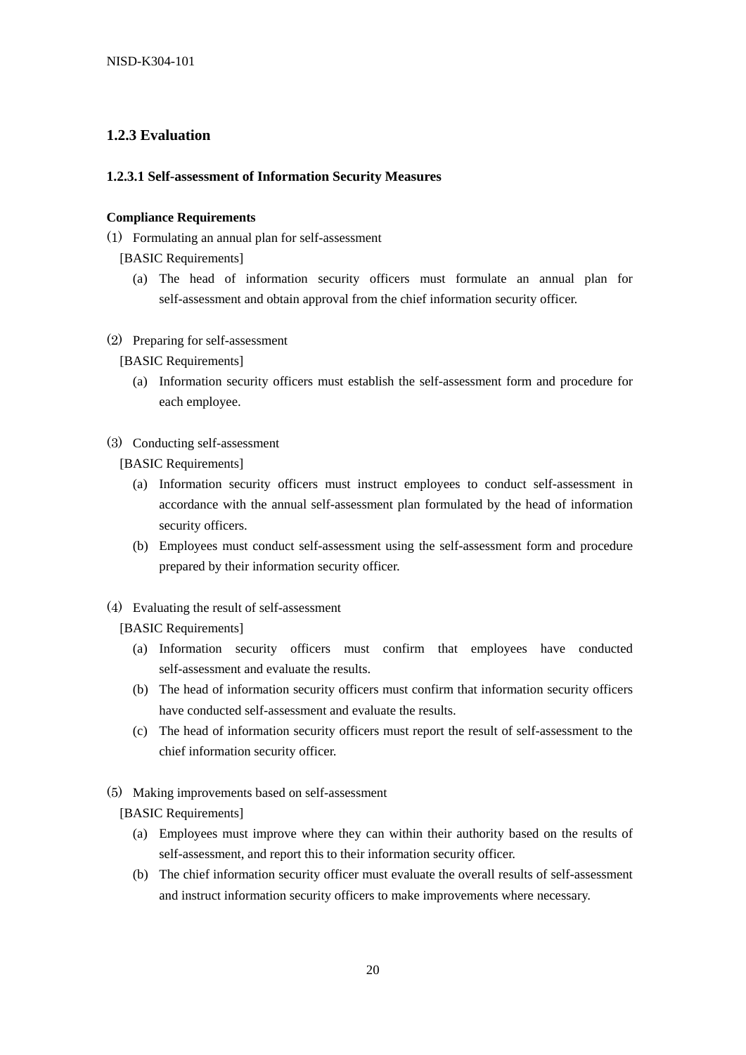### 1.2.3 Evaluation

#### 1.2.3.1 Self-assessment of Information Security Measures

**Compliance Requirements**

(1) Formulating an annual plan for self-assessment

[BASIC Requirements]

(a) The head of information security officers must formulate an annual plan for self-assessment and obtain approval from the chief information security officer.

(2) Preparing for self-assessment

[BASIC Requirements]

(a) Information security officers must establish the self-assessment form and procedure for each employee.

(3) Conducting self-assessment

[BASIC Requirements]

(a) Information security officers must instruct employees to conduct self-assessment in accordance with the annual self-assessment plan formulated by the head of information security officers.

(b) Employees must conduct self-assessment using the self-assessment form and procedure prepared by their information security officer.

(4) Evaluating the result of self-assessment

[BASIC Requirements]

(a) Information security officers must confirm that employees have conducted self-assessment and evaluate the results.

(b) The head of information security officers must confirm that information security officers have conducted self-assessment and evaluate the results.

(c) The head of information security officers must report the result of self-assessment to the chief information security officer.

(5) Making improvements based on self-assessment

[BASIC Requirements]

(a) Employees must improve where they can within their authority based on the results of self-assessment, and report this to their information security officer.

(b) The chief information security officer must evaluate the overall results of self-assessment and instruct information security officers to make improvements where necessary.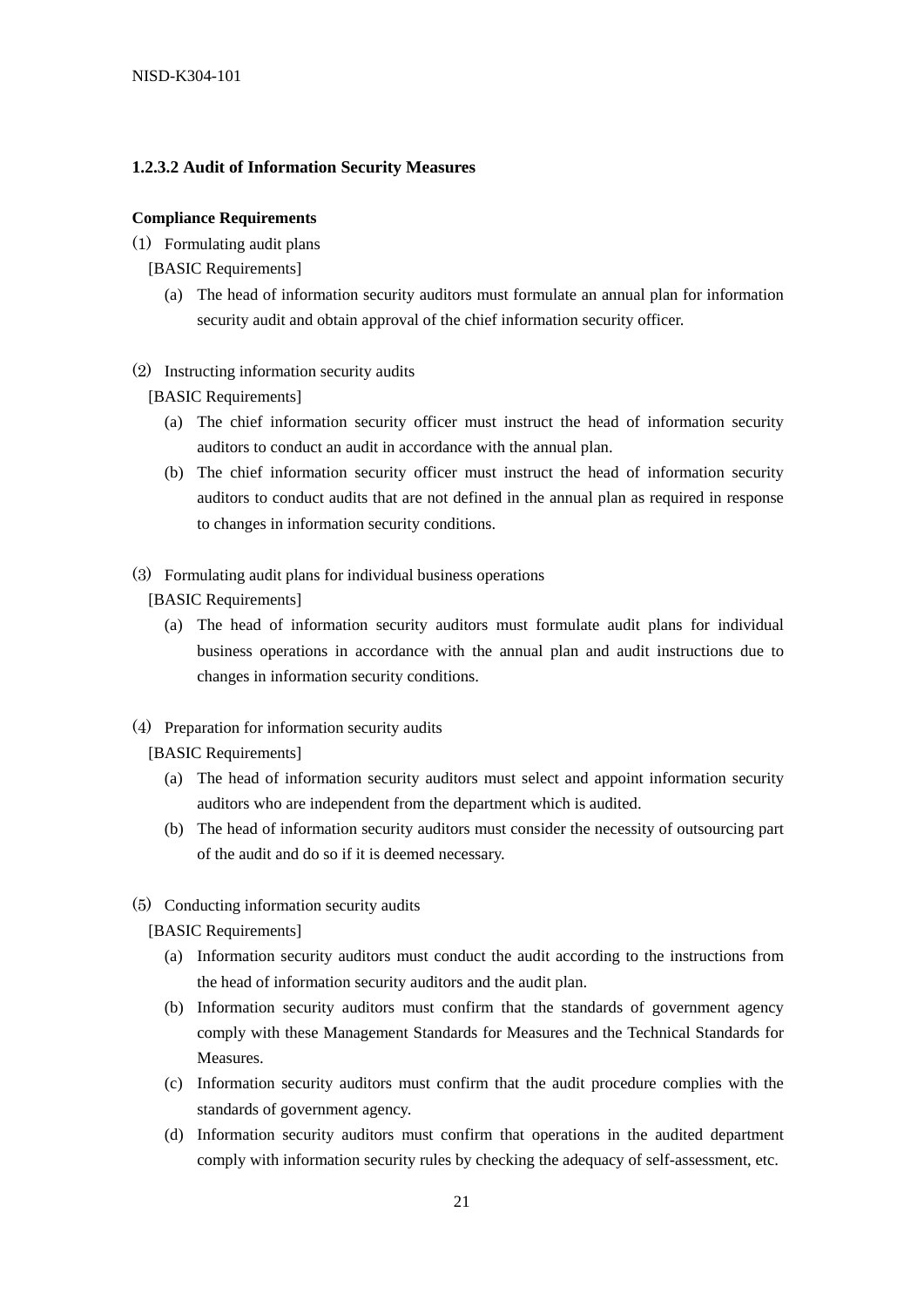### 1.2.3.2 Audit of Information Security Measures

**Compliance Requirements**

(1) Formulating audit plans

[BASIC Requirements]

(a) The head of information security auditors must formulate an annual plan for information security audit and obtain approval of the chief information security officer.

(2) Instructing information security audits

[BASIC Requirements]

(a) The chief information security officer must instruct the head of information security auditors to conduct an audit in accordance with the annual plan.

(b) The chief information security officer must instruct the head of information security auditors to conduct audits that are not defined in the annual plan as required in response to changes in information security conditions.

(3) Formulating audit plans for individual business operations

[BASIC Requirements]

(a) The head of information security auditors must formulate audit plans for individual business operations in accordance with the annual plan and audit instructions due to changes in information security conditions.

(4) Preparation for information security audits

[BASIC Requirements]

(a) The head of information security auditors must select and appoint information security auditors who are independent from the department which is audited.

(b) The head of information security auditors must consider the necessity of outsourcing part of the audit and do so if it is deemed necessary.

(5) Conducting information security audits

[BASIC Requirements]

(a) Information security auditors must conduct the audit according to the instructions from the head of information security auditors and the audit plan.

(b) Information security auditors must confirm that the standards of government agency comply with these Management Standards for Measures and the Technical Standards for Measures.

(c) Information security auditors must confirm that the audit procedure complies with the standards of government agency.

(d) Information security auditors must confirm that operations in the audited department comply with information security rules by checking the adequacy of self-assessment, etc.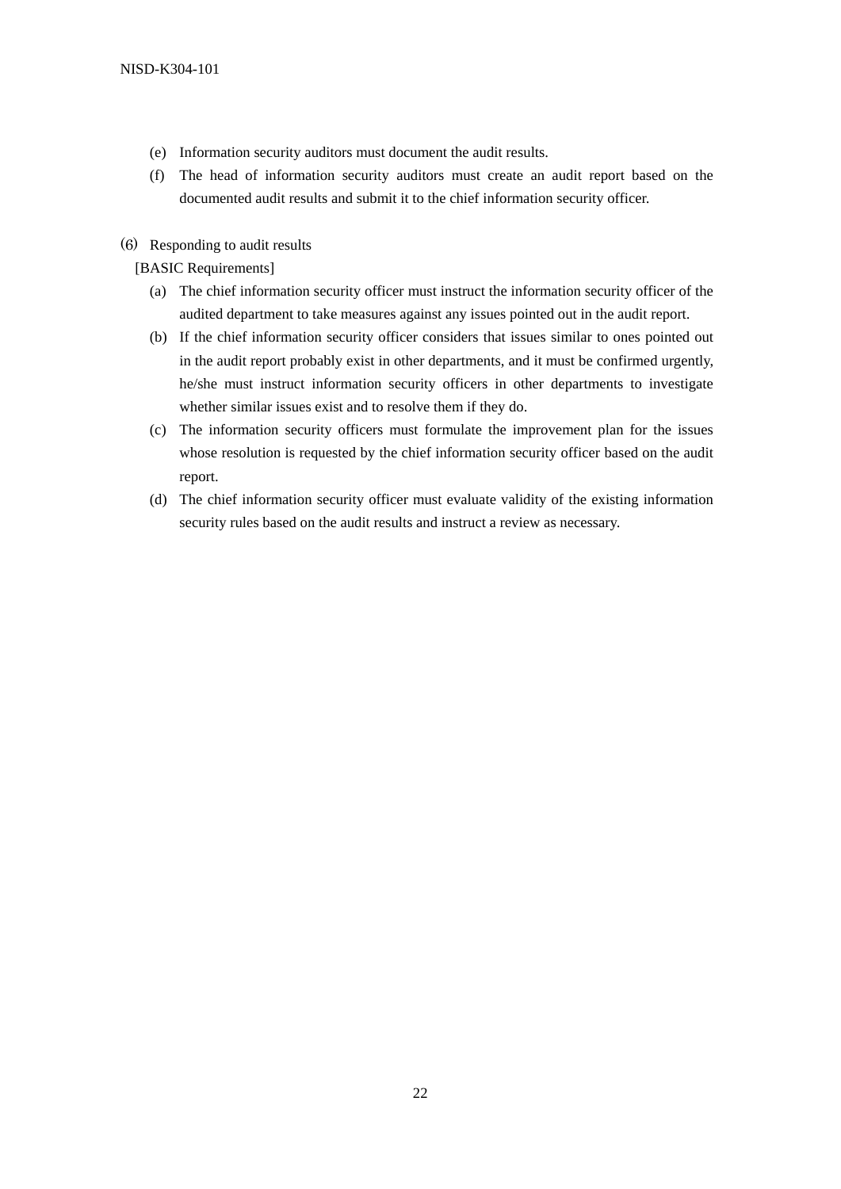(e) Information security auditors must document the audit results.

(f) The head of information security auditors must create an audit report based on the documented audit results and submit it to the chief information security officer.

⑹ Responding to audit results

[BASIC Requirements]

(a) The chief information security officer must instruct the information security officer of the audited department to take measures against any issues pointed out in the audit report.

(b) If the chief information security officer considers that issues similar to ones pointed out in the audit report probably exist in other departments, and it must be confirmed urgently, he/she must instruct information security officers in other departments to investigate whether similar issues exist and to resolve them if they do.

(c) The information security officers must formulate the improvement plan for the issues whose resolution is requested by the chief information security officer based on the audit report.

(d) The chief information security officer must evaluate validity of the existing information security rules based on the audit results and instruct a review as necessary.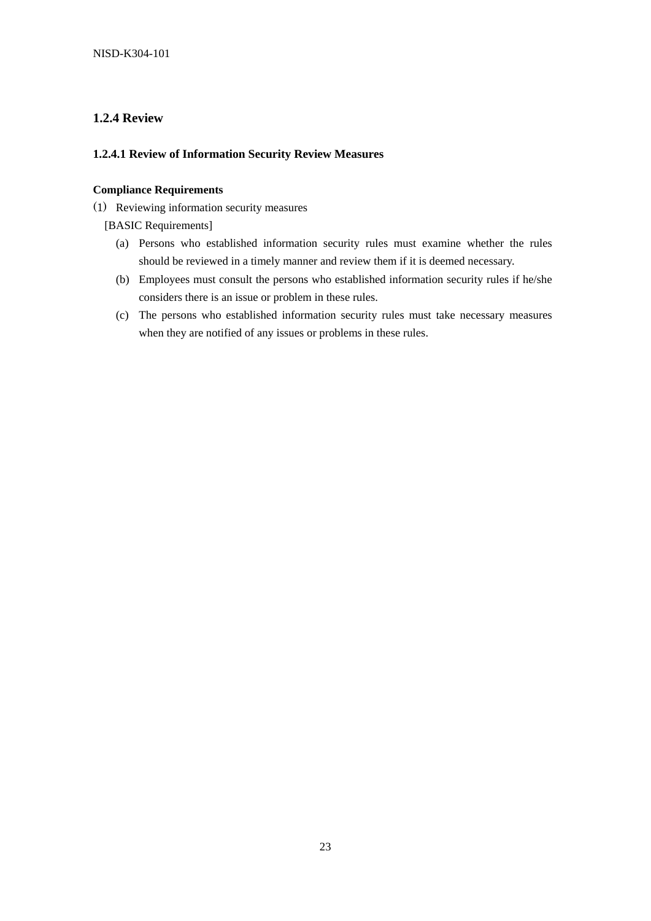### 1.2.4 Review

#### 1.2.4.1 Review of Information Security Review Measures

**Compliance Requirements**

(1) Reviewing information security measures

[BASIC Requirements]

(a) Persons who established information security rules must examine whether the rules should be reviewed in a timely manner and review them if it is deemed necessary.

(b) Employees must consult the persons who established information security rules if he/she considers there is an issue or problem in these rules.

(c) The persons who established information security rules must take necessary measures when they are notified of any issues or problems in these rules.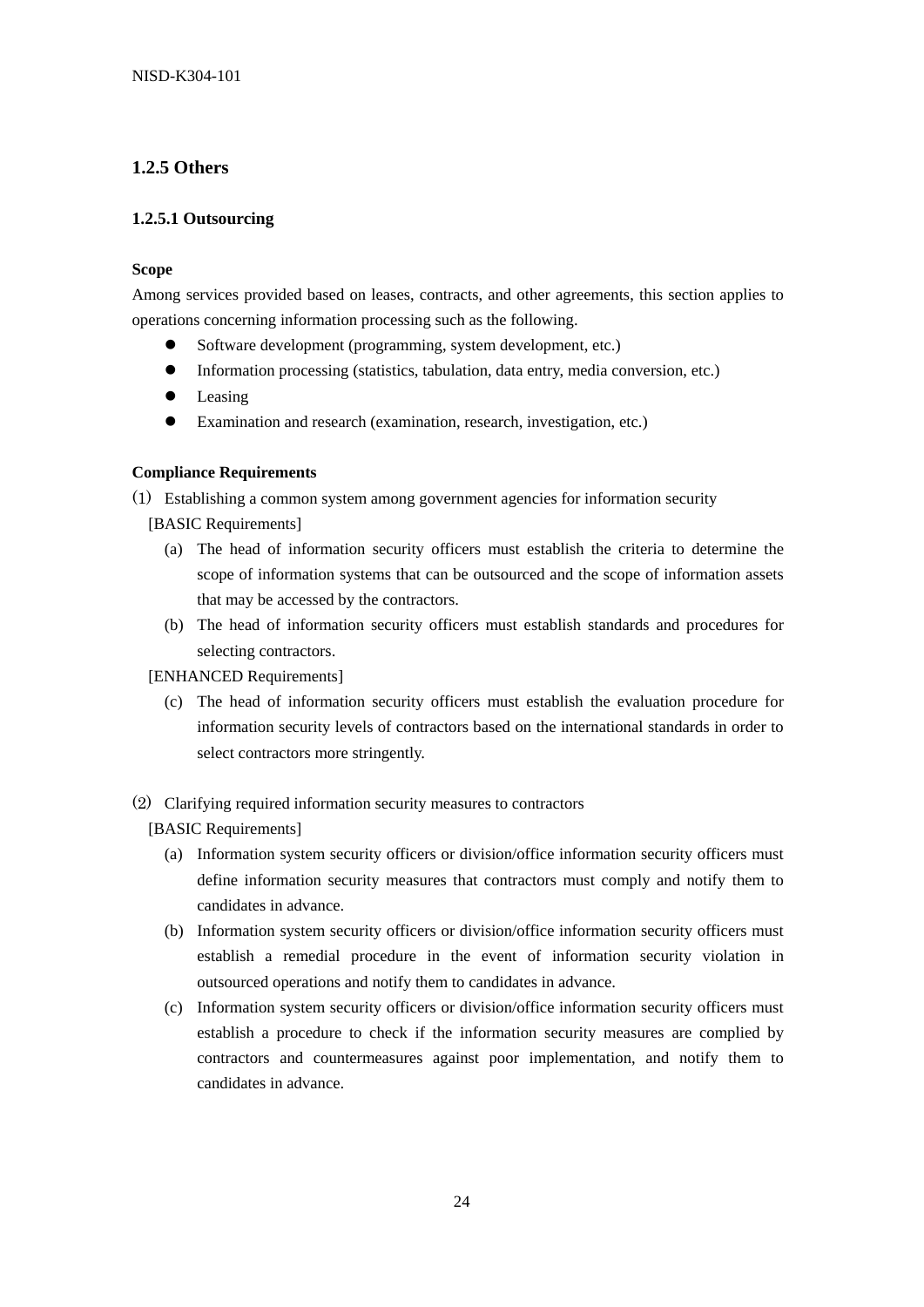### 1.2.5 Others

#### 1.2.5.1 Outsourcing

**Scope**

Among services provided based on leases, contracts, and other agreements, this section applies to operations concerning information processing such as the following.

- Software development (programming, system development, etc.)
- Information processing (statistics, tabulation, data entry, media conversion, etc.)
- Leasing
- Examination and research (examination, research, investigation, etc.)

**Compliance Requirements**

(1) Establishing a common system among government agencies for information security

[BASIC Requirements]

(a) The head of information security officers must establish the criteria to determine the scope of information systems that can be outsourced and the scope of information assets that may be accessed by the contractors.

(b) The head of information security officers must establish standards and procedures for selecting contractors.

[ENHANCED Requirements]

(c) The head of information security officers must establish the evaluation procedure for information security levels of contractors based on the international standards in order to select contractors more stringently.

(2) Clarifying required information security measures to contractors

[BASIC Requirements]

(a) Information system security officers or division/office information security officers must define information security measures that contractors must comply and notify them to candidates in advance.

(b) Information system security officers or division/office information security officers must establish a remedial procedure in the event of information security violation in outsourced operations and notify them to candidates in advance.

(c) Information system security officers or division/office information security officers must establish a procedure to check if the information security measures are complied by contractors and countermeasures against poor implementation, and notify them to candidates in advance.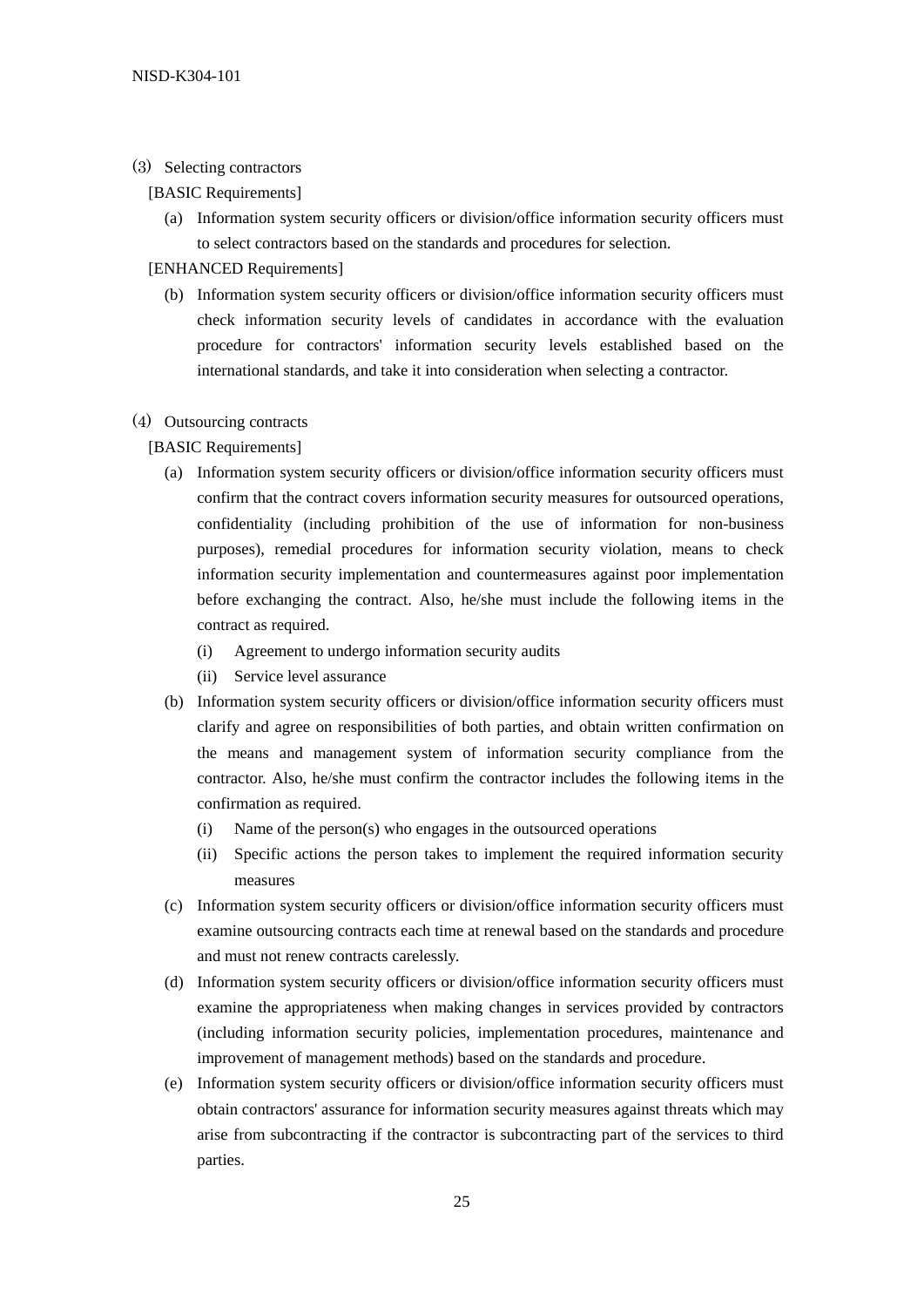### (3) Selecting contractors

[BASIC Requirements]

(a) Information system security officers or division/office information security officers must to select contractors based on the standards and procedures for selection.

[ENHANCED Requirements]

(b) Information system security officers or division/office information security officers must check information security levels of candidates in accordance with the evaluation procedure for contractors' information security levels established based on the international standards, and take it into consideration when selecting a contractor.

### (4) Outsourcing contracts

[BASIC Requirements]

(a) Information system security officers or division/office information security officers must confirm that the contract covers information security measures for outsourced operations, confidentiality (including prohibition of the use of information for non-business purposes), remedial procedures for information security violation, means to check information security implementation and countermeasures against poor implementation before exchanging the contract. Also, he/she must include the following items in the contract as required.

   (i) Agreement to undergo information security audits

   (ii) Service level assurance

(b) Information system security officers or division/office information security officers must clarify and agree on responsibilities of both parties, and obtain written confirmation on the means and management system of information security compliance from the contractor. Also, he/she must confirm the contractor includes the following items in the confirmation as required.

   (i) Name of the person(s) who engages in the outsourced operations

   (ii) Specific actions the person takes to implement the required information security measures

(c) Information system security officers or division/office information security officers must examine outsourcing contracts each time at renewal based on the standards and procedure and must not renew contracts carelessly.

(d) Information system security officers or division/office information security officers must examine the appropriateness when making changes in services provided by contractors (including information security policies, implementation procedures, maintenance and improvement of management methods) based on the standards and procedure.

(e) Information system security officers or division/office information security officers must obtain contractors' assurance for information security measures against threats which may arise from subcontracting if the contractor is subcontracting part of the services to third parties.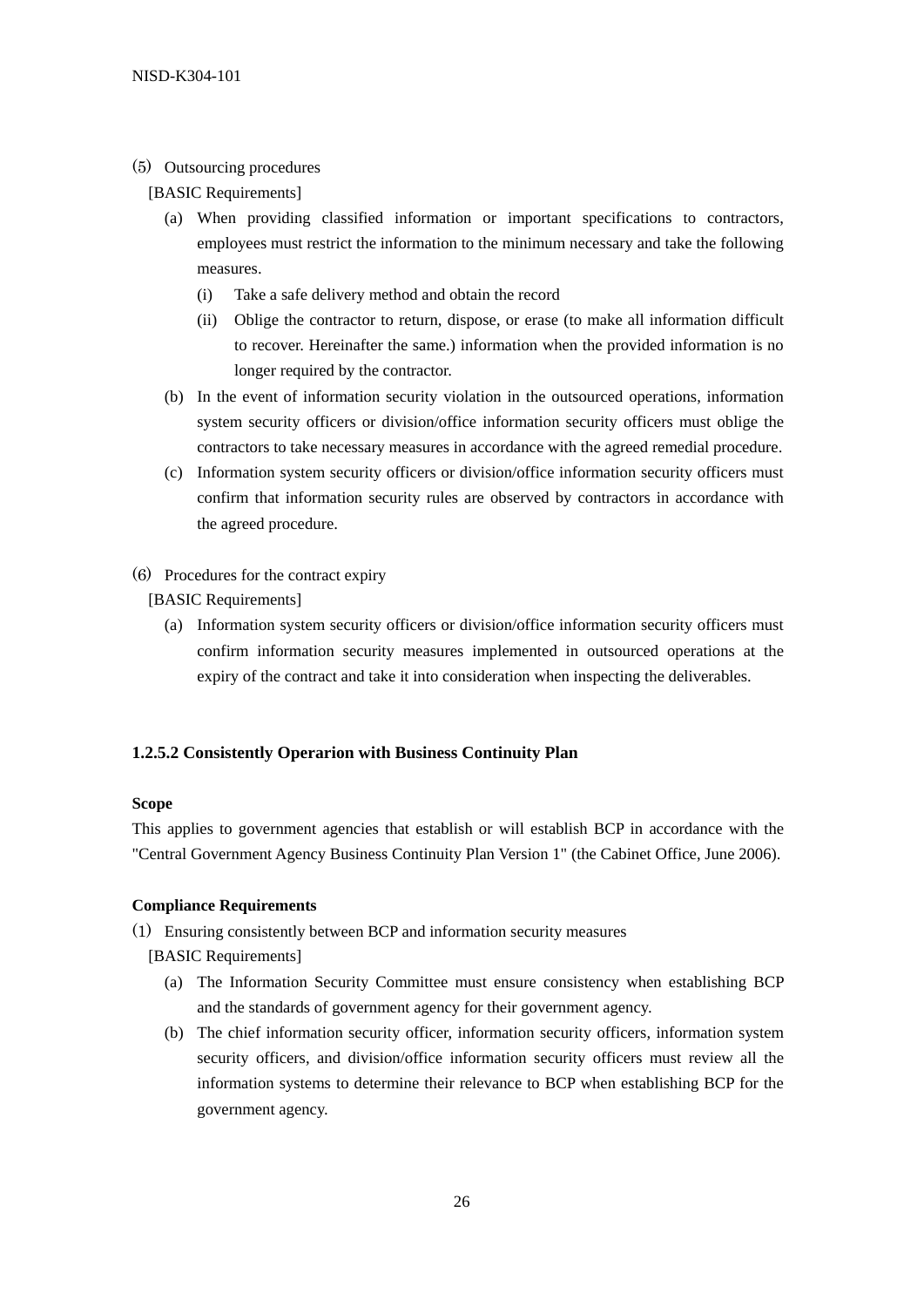(5) Outsourcing procedures

[BASIC Requirements]

(a) When providing classified information or important specifications to contractors, employees must restrict the information to the minimum necessary and take the following measures.

(i) Take a safe delivery method and obtain the record

(ii) Oblige the contractor to return, dispose, or erase (to make all information difficult to recover. Hereinafter the same.) information when the provided information is no longer required by the contractor.

(b) In the event of information security violation in the outsourced operations, information system security officers or division/office information security officers must oblige the contractors to take necessary measures in accordance with the agreed remedial procedure.

(c) Information system security officers or division/office information security officers must confirm that information security rules are observed by contractors in accordance with the agreed procedure.

(6) Procedures for the contract expiry

[BASIC Requirements]

(a) Information system security officers or division/office information security officers must confirm information security measures implemented in outsourced operations at the expiry of the contract and take it into consideration when inspecting the deliverables.

### 1.2.5.2 Consistently Operarion with Business Continuity Plan

**Scope**

This applies to government agencies that establish or will establish BCP in accordance with the "Central Government Agency Business Continuity Plan Version 1" (the Cabinet Office, June 2006).

**Compliance Requirements**

(1) Ensuring consistently between BCP and information security measures

[BASIC Requirements]

(a) The Information Security Committee must ensure consistency when establishing BCP and the standards of government agency for their government agency.

(b) The chief information security officer, information security officers, information system security officers, and division/office information security officers must review all the information systems to determine their relevance to BCP when establishing BCP for the government agency.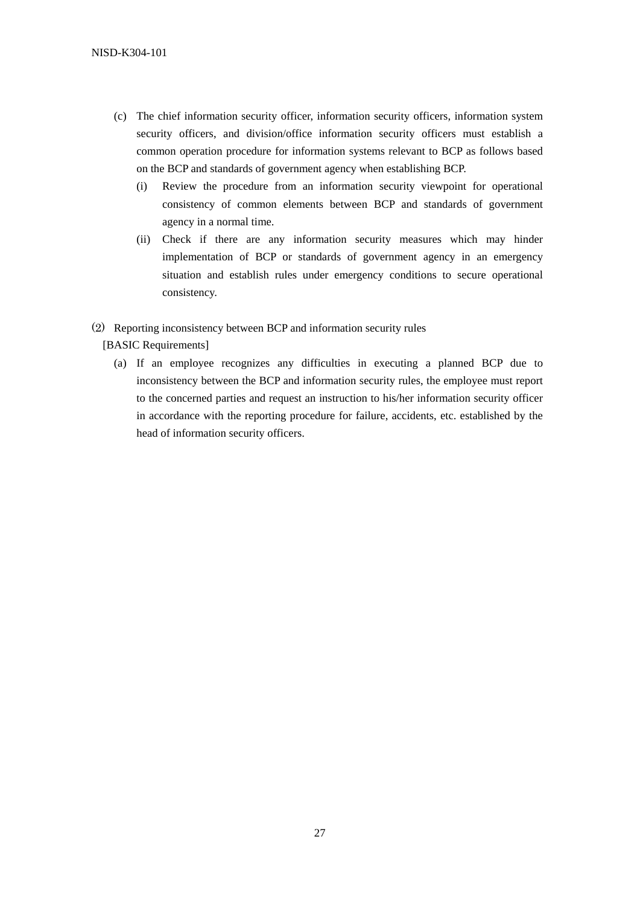(c) The chief information security officer, information security officers, information system security officers, and division/office information security officers must establish a common operation procedure for information systems relevant to BCP as follows based on the BCP and standards of government agency when establishing BCP.

   (i) Review the procedure from an information security viewpoint for operational consistency of common elements between BCP and standards of government agency in a normal time.

   (ii) Check if there are any information security measures which may hinder implementation of BCP or standards of government agency in an emergency situation and establish rules under emergency conditions to secure operational consistency.

(2) Reporting inconsistency between BCP and information security rules

[BASIC Requirements]

(a) If an employee recognizes any difficulties in executing a planned BCP due to inconsistency between the BCP and information security rules, the employee must report to the concerned parties and request an instruction to his/her information security officer in accordance with the reporting procedure for failure, accidents, etc. established by the head of information security officers.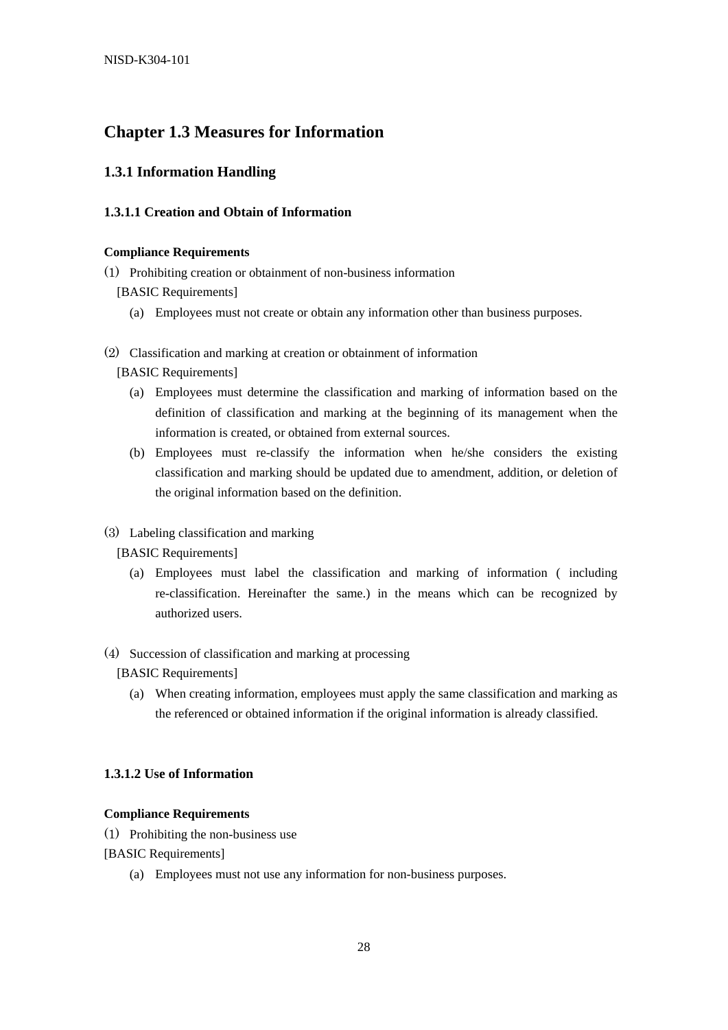## Chapter 1.3 Measures for Information

### 1.3.1 Information Handling

#### 1.3.1.1 Creation and Obtain of Information

**Compliance Requirements**

(1) Prohibiting creation or obtainment of non-business information

[BASIC Requirements]

(a) Employees must not create or obtain any information other than business purposes.

(2) Classification and marking at creation or obtainment of information

[BASIC Requirements]

(a) Employees must determine the classification and marking of information based on the definition of classification and marking at the beginning of its management when the information is created, or obtained from external sources.

(b) Employees must re-classify the information when he/she considers the existing classification and marking should be updated due to amendment, addition, or deletion of the original information based on the definition.

(3) Labeling classification and marking

[BASIC Requirements]

(a) Employees must label the classification and marking of information ( including re-classification. Hereinafter the same.) in the means which can be recognized by authorized users.

(4) Succession of classification and marking at processing

[BASIC Requirements]

(a) When creating information, employees must apply the same classification and marking as the referenced or obtained information if the original information is already classified.

#### 1.3.1.2 Use of Information

**Compliance Requirements**

(1) Prohibiting the non-business use

[BASIC Requirements]

(a) Employees must not use any information for non-business purposes.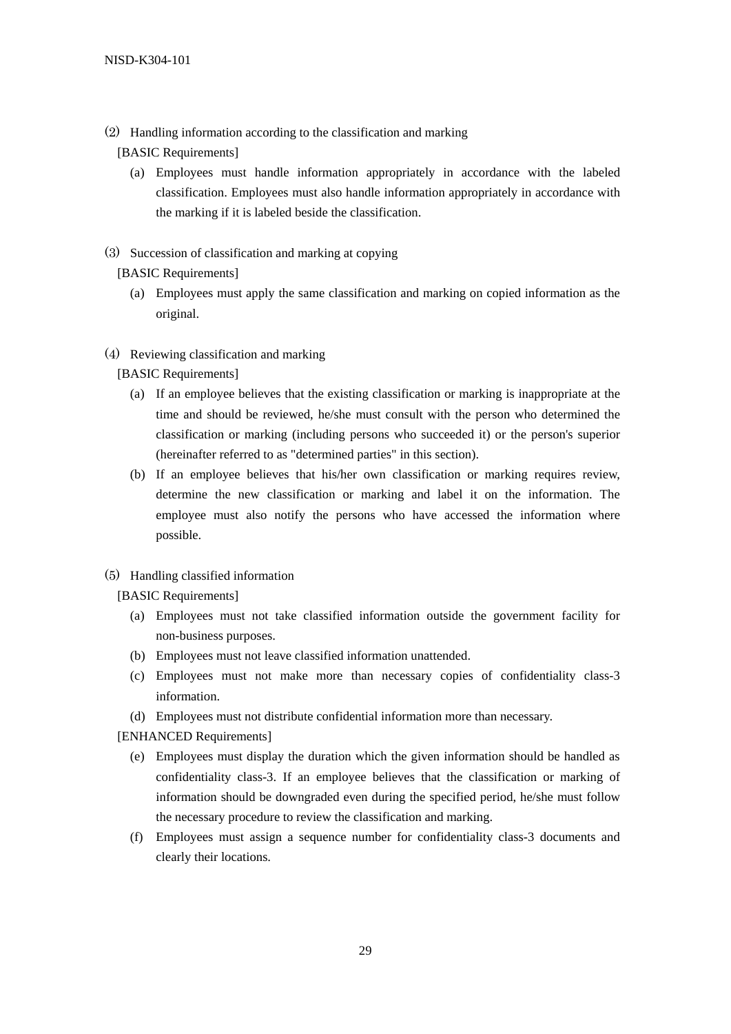(2) Handling information according to the classification and marking

[BASIC Requirements]

(a) Employees must handle information appropriately in accordance with the labeled classification. Employees must also handle information appropriately in accordance with the marking if it is labeled beside the classification.

(3) Succession of classification and marking at copying

[BASIC Requirements]

(a) Employees must apply the same classification and marking on copied information as the original.

(4) Reviewing classification and marking

[BASIC Requirements]

(a) If an employee believes that the existing classification or marking is inappropriate at the time and should be reviewed, he/she must consult with the person who determined the classification or marking (including persons who succeeded it) or the person's superior (hereinafter referred to as "determined parties" in this section).

(b) If an employee believes that his/her own classification or marking requires review, determine the new classification or marking and label it on the information. The employee must also notify the persons who have accessed the information where possible.

(5) Handling classified information

[BASIC Requirements]

(a) Employees must not take classified information outside the government facility for non-business purposes.

(b) Employees must not leave classified information unattended.

(c) Employees must not make more than necessary copies of confidentiality class-3 information.

(d) Employees must not distribute confidential information more than necessary.

[ENHANCED Requirements]

(e) Employees must display the duration which the given information should be handled as confidentiality class-3. If an employee believes that the classification or marking of information should be downgraded even during the specified period, he/she must follow the necessary procedure to review the classification and marking.

(f) Employees must assign a sequence number for confidentiality class-3 documents and clearly their locations.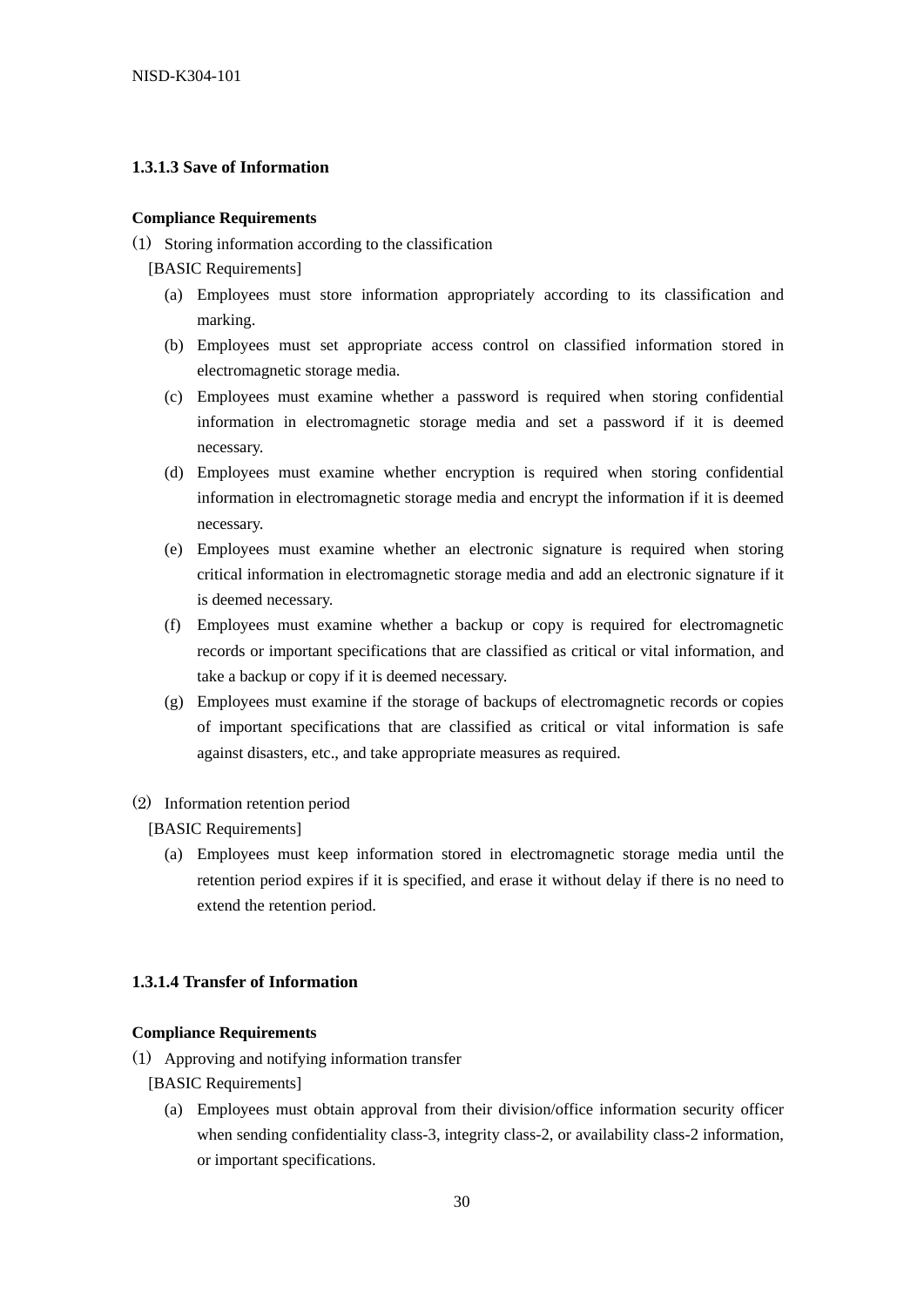### 1.3.1.3 Save of Information

**Compliance Requirements**

(1) Storing information according to the classification

[BASIC Requirements]

(a) Employees must store information appropriately according to its classification and marking.

(b) Employees must set appropriate access control on classified information stored in electromagnetic storage media.

(c) Employees must examine whether a password is required when storing confidential information in electromagnetic storage media and set a password if it is deemed necessary.

(d) Employees must examine whether encryption is required when storing confidential information in electromagnetic storage media and encrypt the information if it is deemed necessary.

(e) Employees must examine whether an electronic signature is required when storing critical information in electromagnetic storage media and add an electronic signature if it is deemed necessary.

(f) Employees must examine whether a backup or copy is required for electromagnetic records or important specifications that are classified as critical or vital information, and take a backup or copy if it is deemed necessary.

(g) Employees must examine if the storage of backups of electromagnetic records or copies of important specifications that are classified as critical or vital information is safe against disasters, etc., and take appropriate measures as required.

(2) Information retention period

[BASIC Requirements]

(a) Employees must keep information stored in electromagnetic storage media until the retention period expires if it is specified, and erase it without delay if there is no need to extend the retention period.

### 1.3.1.4 Transfer of Information

**Compliance Requirements**

(1) Approving and notifying information transfer

[BASIC Requirements]

(a) Employees must obtain approval from their division/office information security officer when sending confidentiality class-3, integrity class-2, or availability class-2 information, or important specifications.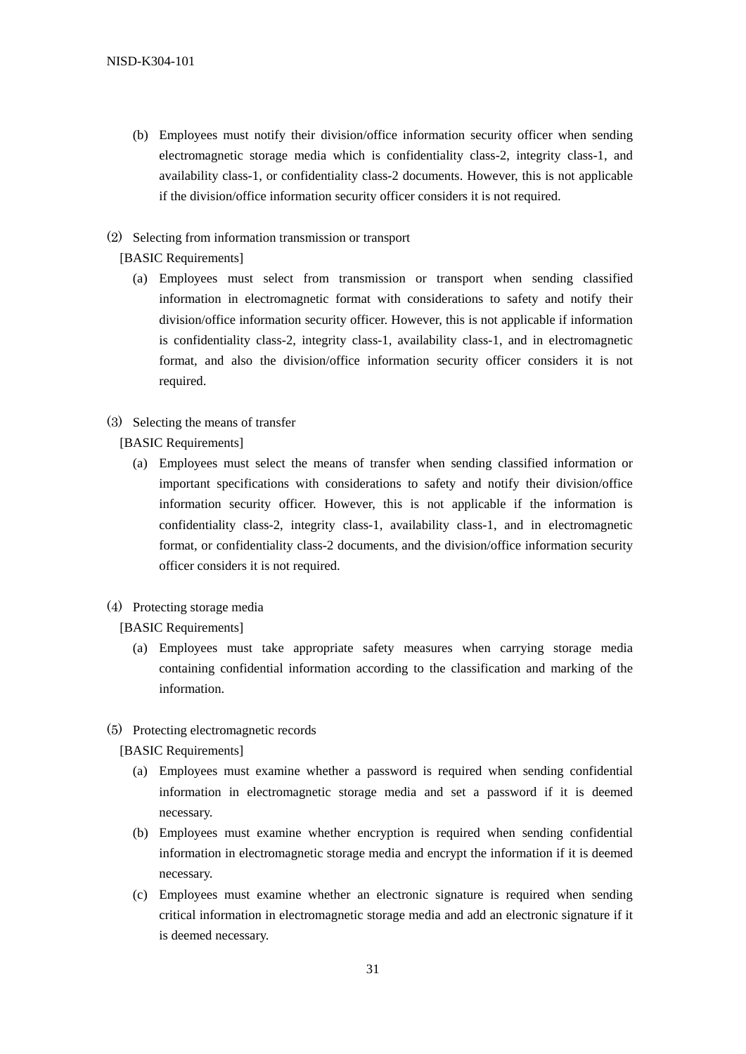(b) Employees must notify their division/office information security officer when sending electromagnetic storage media which is confidentiality class-2, integrity class-1, and availability class-1, or confidentiality class-2 documents. However, this is not applicable if the division/office information security officer considers it is not required.

⑵ Selecting from information transmission or transport

[BASIC Requirements]

(a) Employees must select from transmission or transport when sending classified information in electromagnetic format with considerations to safety and notify their division/office information security officer. However, this is not applicable if information is confidentiality class-2, integrity class-1, availability class-1, and in electromagnetic format, and also the division/office information security officer considers it is not required.

⑶ Selecting the means of transfer

[BASIC Requirements]

(a) Employees must select the means of transfer when sending classified information or important specifications with considerations to safety and notify their division/office information security officer. However, this is not applicable if the information is confidentiality class-2, integrity class-1, availability class-1, and in electromagnetic format, or confidentiality class-2 documents, and the division/office information security officer considers it is not required.

⑷ Protecting storage media

[BASIC Requirements]

(a) Employees must take appropriate safety measures when carrying storage media containing confidential information according to the classification and marking of the information.

⑸ Protecting electromagnetic records

[BASIC Requirements]

(a) Employees must examine whether a password is required when sending confidential information in electromagnetic storage media and set a password if it is deemed necessary.

(b) Employees must examine whether encryption is required when sending confidential information in electromagnetic storage media and encrypt the information if it is deemed necessary.

(c) Employees must examine whether an electronic signature is required when sending critical information in electromagnetic storage media and add an electronic signature if it is deemed necessary.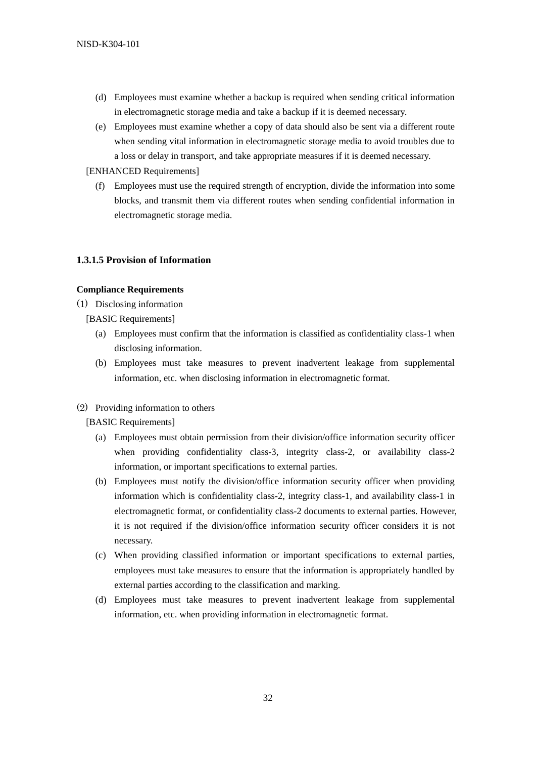(d) Employees must examine whether a backup is required when sending critical information in electromagnetic storage media and take a backup if it is deemed necessary.

(e) Employees must examine whether a copy of data should also be sent via a different route when sending vital information in electromagnetic storage media to avoid troubles due to a loss or delay in transport, and take appropriate measures if it is deemed necessary.

[ENHANCED Requirements]

(f) Employees must use the required strength of encryption, divide the information into some blocks, and transmit them via different routes when sending confidential information in electromagnetic storage media.

### 1.3.1.5 Provision of Information

**Compliance Requirements**

(1) Disclosing information

[BASIC Requirements]

(a) Employees must confirm that the information is classified as confidentiality class-1 when disclosing information.

(b) Employees must take measures to prevent inadvertent leakage from supplemental information, etc. when disclosing information in electromagnetic format.

(2) Providing information to others

[BASIC Requirements]

(a) Employees must obtain permission from their division/office information security officer when providing confidentiality class-3, integrity class-2, or availability class-2 information, or important specifications to external parties.

(b) Employees must notify the division/office information security officer when providing information which is confidentiality class-2, integrity class-1, and availability class-1 in electromagnetic format, or confidentiality class-2 documents to external parties. However, it is not required if the division/office information security officer considers it is not necessary.

(c) When providing classified information or important specifications to external parties, employees must take measures to ensure that the information is appropriately handled by external parties according to the classification and marking.

(d) Employees must take measures to prevent inadvertent leakage from supplemental information, etc. when providing information in electromagnetic format.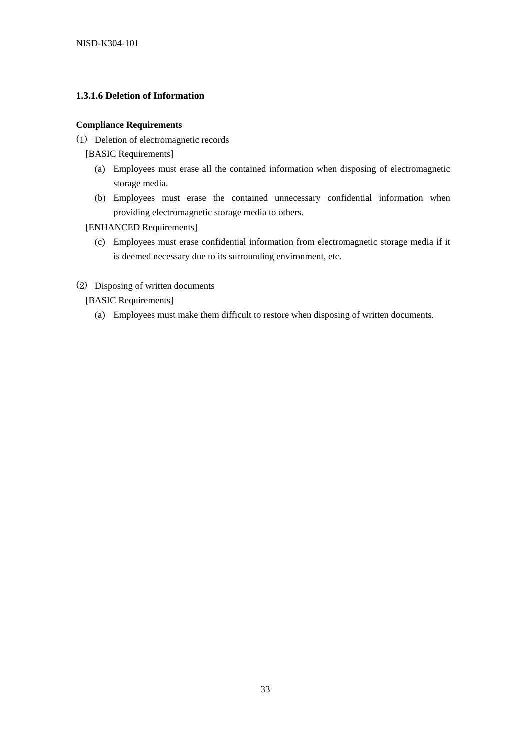### 1.3.1.6 Deletion of Information

**Compliance Requirements**

(1) Deletion of electromagnetic records

[BASIC Requirements]

(a) Employees must erase all the contained information when disposing of electromagnetic storage media.

(b) Employees must erase the contained unnecessary confidential information when providing electromagnetic storage media to others.

[ENHANCED Requirements]

(c) Employees must erase confidential information from electromagnetic storage media if it is deemed necessary due to its surrounding environment, etc.

(2) Disposing of written documents

[BASIC Requirements]

(a) Employees must make them difficult to restore when disposing of written documents.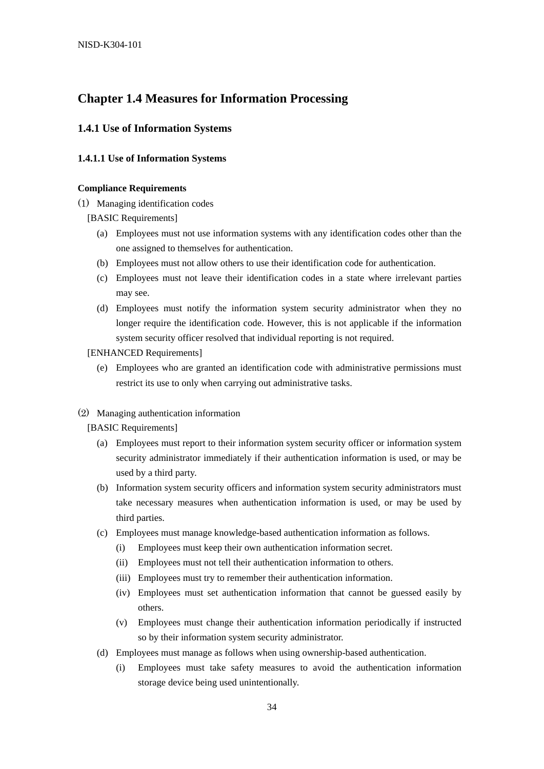# Chapter 1.4 Measures for Information Processing

## 1.4.1 Use of Information Systems

### 1.4.1.1 Use of Information Systems

**Compliance Requirements**

(1) Managing identification codes

[BASIC Requirements]

- (a) Employees must not use information systems with any identification codes other than the one assigned to themselves for authentication.
- (b) Employees must not allow others to use their identification code for authentication.
- (c) Employees must not leave their identification codes in a state where irrelevant parties may see.
- (d) Employees must notify the information system security administrator when they no longer require the identification code. However, this is not applicable if the information system security officer resolved that individual reporting is not required.

[ENHANCED Requirements]

- (e) Employees who are granted an identification code with administrative permissions must restrict its use to only when carrying out administrative tasks.

(2) Managing authentication information

[BASIC Requirements]

- (a) Employees must report to their information system security officer or information system security administrator immediately if their authentication information is used, or may be used by a third party.
- (b) Information system security officers and information system security administrators must take necessary measures when authentication information is used, or may be used by third parties.
- (c) Employees must manage knowledge-based authentication information as follows.
  - (i) Employees must keep their own authentication information secret.
  - (ii) Employees must not tell their authentication information to others.
  - (iii) Employees must try to remember their authentication information.
  - (iv) Employees must set authentication information that cannot be guessed easily by others.
  - (v) Employees must change their authentication information periodically if instructed so by their information system security administrator.
- (d) Employees must manage as follows when using ownership-based authentication.
  - (i) Employees must take safety measures to avoid the authentication information storage device being used unintentionally.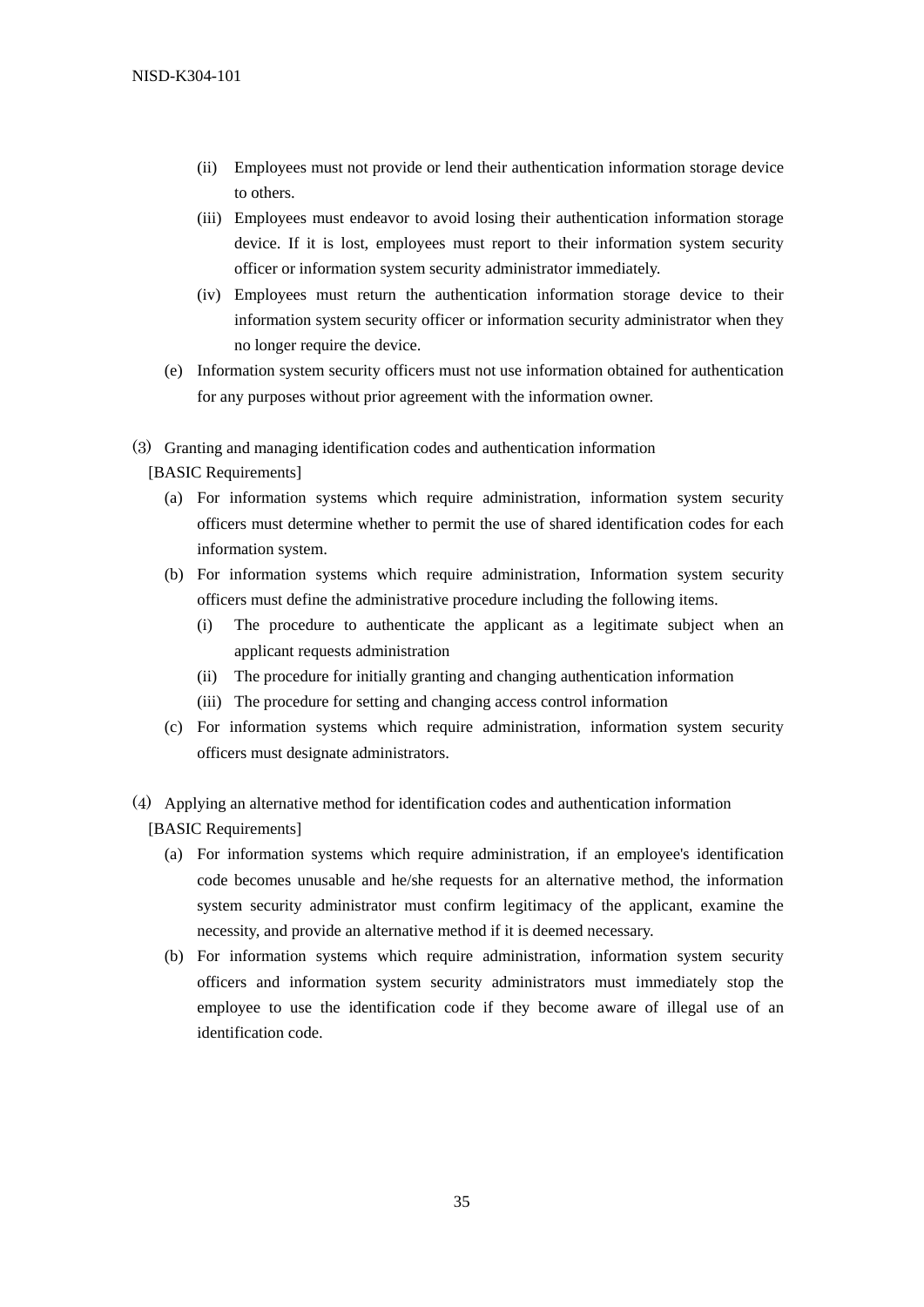(ii) Employees must not provide or lend their authentication information storage device to others.

(iii) Employees must endeavor to avoid losing their authentication information storage device. If it is lost, employees must report to their information system security officer or information system security administrator immediately.

(iv) Employees must return the authentication information storage device to their information system security officer or information security administrator when they no longer require the device.

(e) Information system security officers must not use information obtained for authentication for any purposes without prior agreement with the information owner.

(3) Granting and managing identification codes and authentication information

[BASIC Requirements]

(a) For information systems which require administration, information system security officers must determine whether to permit the use of shared identification codes for each information system.

(b) For information systems which require administration, Information system security officers must define the administrative procedure including the following items.

(i) The procedure to authenticate the applicant as a legitimate subject when an applicant requests administration

(ii) The procedure for initially granting and changing authentication information

(iii) The procedure for setting and changing access control information

(c) For information systems which require administration, information system security officers must designate administrators.

(4) Applying an alternative method for identification codes and authentication information

[BASIC Requirements]

(a) For information systems which require administration, if an employee's identification code becomes unusable and he/she requests for an alternative method, the information system security administrator must confirm legitimacy of the applicant, examine the necessity, and provide an alternative method if it is deemed necessary.

(b) For information systems which require administration, information system security officers and information system security administrators must immediately stop the employee to use the identification code if they become aware of illegal use of an identification code.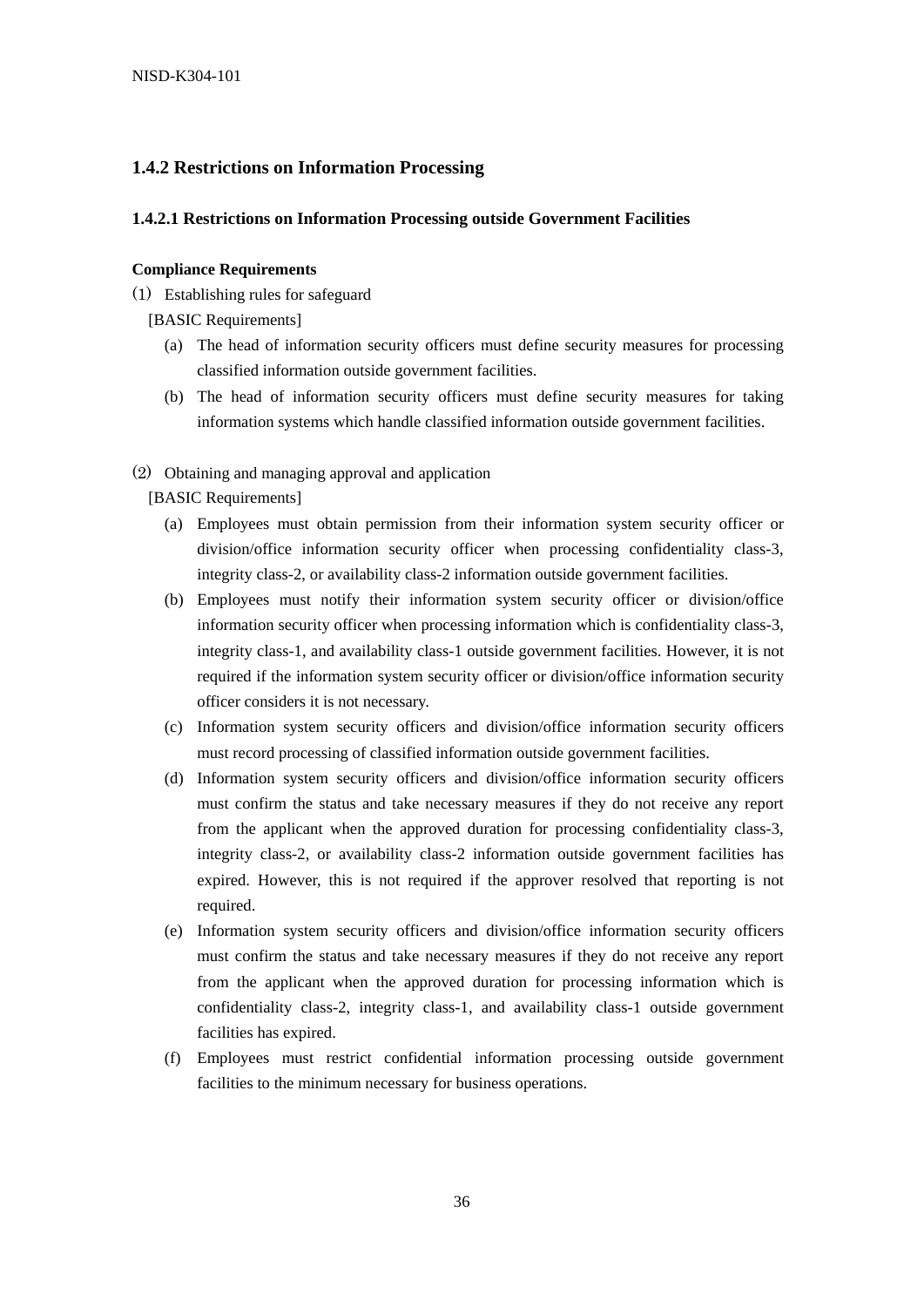### 1.4.2 Restrictions on Information Processing

#### 1.4.2.1 Restrictions on Information Processing outside Government Facilities

**Compliance Requirements**

(1) Establishing rules for safeguard

[BASIC Requirements]

(a) The head of information security officers must define security measures for processing classified information outside government facilities.

(b) The head of information security officers must define security measures for taking information systems which handle classified information outside government facilities.

(2) Obtaining and managing approval and application

[BASIC Requirements]

(a) Employees must obtain permission from their information system security officer or division/office information security officer when processing confidentiality class-3, integrity class-2, or availability class-2 information outside government facilities.

(b) Employees must notify their information system security officer or division/office information security officer when processing information which is confidentiality class-3, integrity class-1, and availability class-1 outside government facilities. However, it is not required if the information system security officer or division/office information security officer considers it is not necessary.

(c) Information system security officers and division/office information security officers must record processing of classified information outside government facilities.

(d) Information system security officers and division/office information security officers must confirm the status and take necessary measures if they do not receive any report from the applicant when the approved duration for processing confidentiality class-3, integrity class-2, or availability class-2 information outside government facilities has expired. However, this is not required if the approver resolved that reporting is not required.

(e) Information system security officers and division/office information security officers must confirm the status and take necessary measures if they do not receive any report from the applicant when the approved duration for processing information which is confidentiality class-2, integrity class-1, and availability class-1 outside government facilities has expired.

(f) Employees must restrict confidential information processing outside government facilities to the minimum necessary for business operations.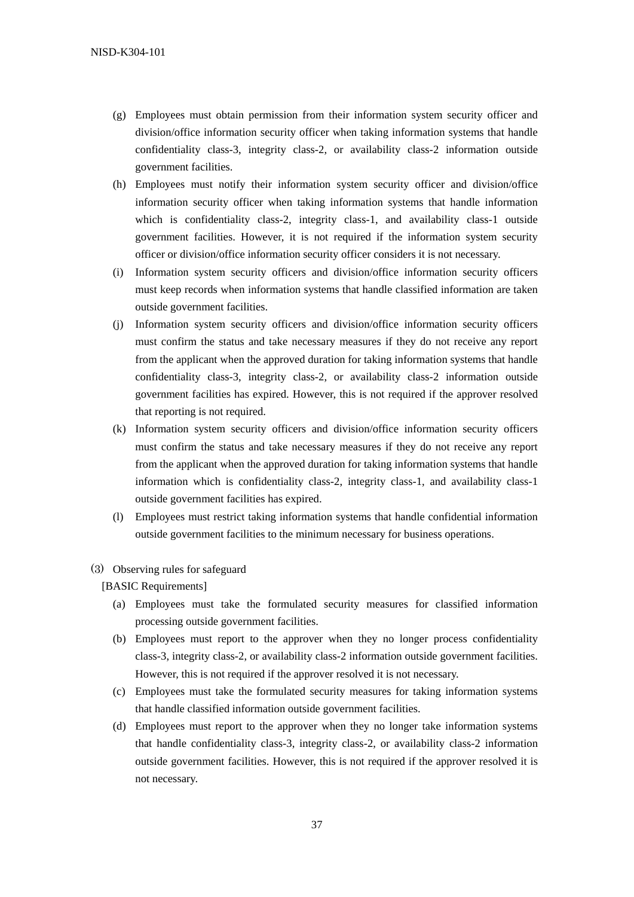(g) Employees must obtain permission from their information system security officer and division/office information security officer when taking information systems that handle confidentiality class-3, integrity class-2, or availability class-2 information outside government facilities.

(h) Employees must notify their information system security officer and division/office information security officer when taking information systems that handle information which is confidentiality class-2, integrity class-1, and availability class-1 outside government facilities. However, it is not required if the information system security officer or division/office information security officer considers it is not necessary.

(i) Information system security officers and division/office information security officers must keep records when information systems that handle classified information are taken outside government facilities.

(j) Information system security officers and division/office information security officers must confirm the status and take necessary measures if they do not receive any report from the applicant when the approved duration for taking information systems that handle confidentiality class-3, integrity class-2, or availability class-2 information outside government facilities has expired. However, this is not required if the approver resolved that reporting is not required.

(k) Information system security officers and division/office information security officers must confirm the status and take necessary measures if they do not receive any report from the applicant when the approved duration for taking information systems that handle information which is confidentiality class-2, integrity class-1, and availability class-1 outside government facilities has expired.

(l) Employees must restrict taking information systems that handle confidential information outside government facilities to the minimum necessary for business operations.

(3) Observing rules for safeguard

[BASIC Requirements]

(a) Employees must take the formulated security measures for classified information processing outside government facilities.

(b) Employees must report to the approver when they no longer process confidentiality class-3, integrity class-2, or availability class-2 information outside government facilities. However, this is not required if the approver resolved it is not necessary.

(c) Employees must take the formulated security measures for taking information systems that handle classified information outside government facilities.

(d) Employees must report to the approver when they no longer take information systems that handle confidentiality class-3, integrity class-2, or availability class-2 information outside government facilities. However, this is not required if the approver resolved it is not necessary.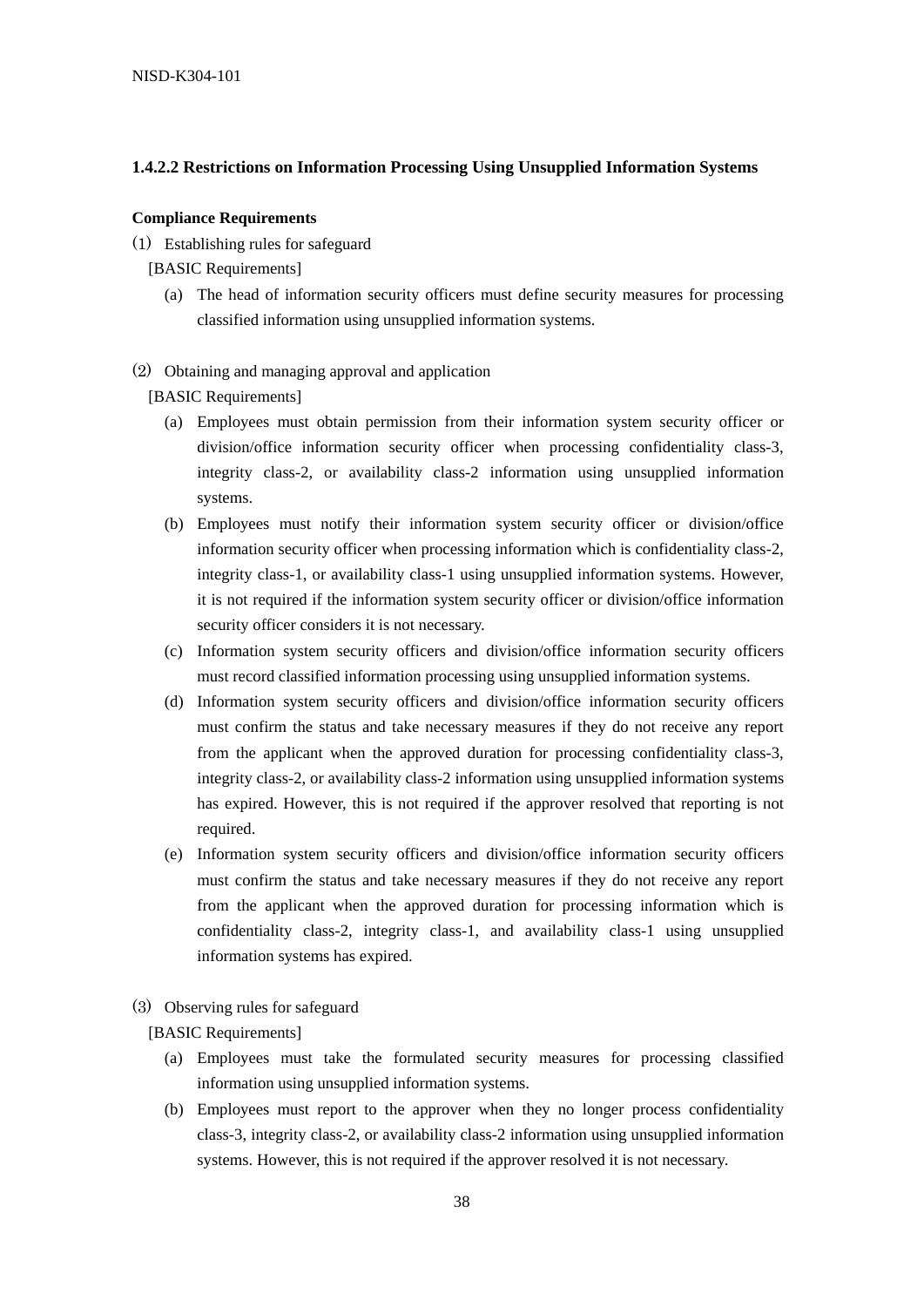### 1.4.2.2 Restrictions on Information Processing Using Unsupplied Information Systems

**Compliance Requirements**

(1) Establishing rules for safeguard

[BASIC Requirements]

(a) The head of information security officers must define security measures for processing classified information using unsupplied information systems.

(2) Obtaining and managing approval and application

[BASIC Requirements]

(a) Employees must obtain permission from their information system security officer or division/office information security officer when processing confidentiality class-3, integrity class-2, or availability class-2 information using unsupplied information systems.

(b) Employees must notify their information system security officer or division/office information security officer when processing information which is confidentiality class-2, integrity class-1, or availability class-1 using unsupplied information systems. However, it is not required if the information system security officer or division/office information security officer considers it is not necessary.

(c) Information system security officers and division/office information security officers must record classified information processing using unsupplied information systems.

(d) Information system security officers and division/office information security officers must confirm the status and take necessary measures if they do not receive any report from the applicant when the approved duration for processing confidentiality class-3, integrity class-2, or availability class-2 information using unsupplied information systems has expired. However, this is not required if the approver resolved that reporting is not required.

(e) Information system security officers and division/office information security officers must confirm the status and take necessary measures if they do not receive any report from the applicant when the approved duration for processing information which is confidentiality class-2, integrity class-1, and availability class-1 using unsupplied information systems has expired.

(3) Observing rules for safeguard

[BASIC Requirements]

(a) Employees must take the formulated security measures for processing classified information using unsupplied information systems.

(b) Employees must report to the approver when they no longer process confidentiality class-3, integrity class-2, or availability class-2 information using unsupplied information systems. However, this is not required if the approver resolved it is not necessary.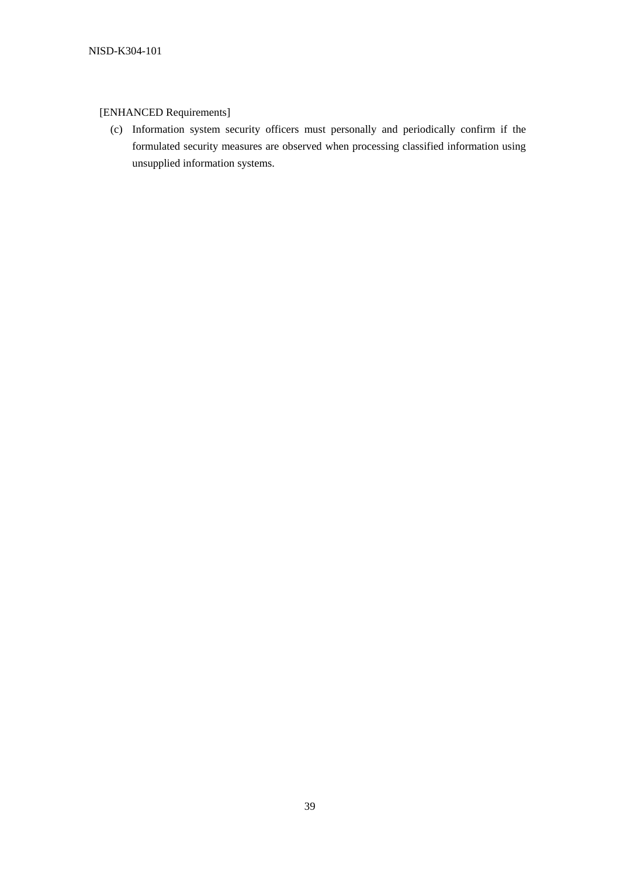[ENHANCED Requirements]

(c) Information system security officers must personally and periodically confirm if the formulated security measures are observed when processing classified information using unsupplied information systems.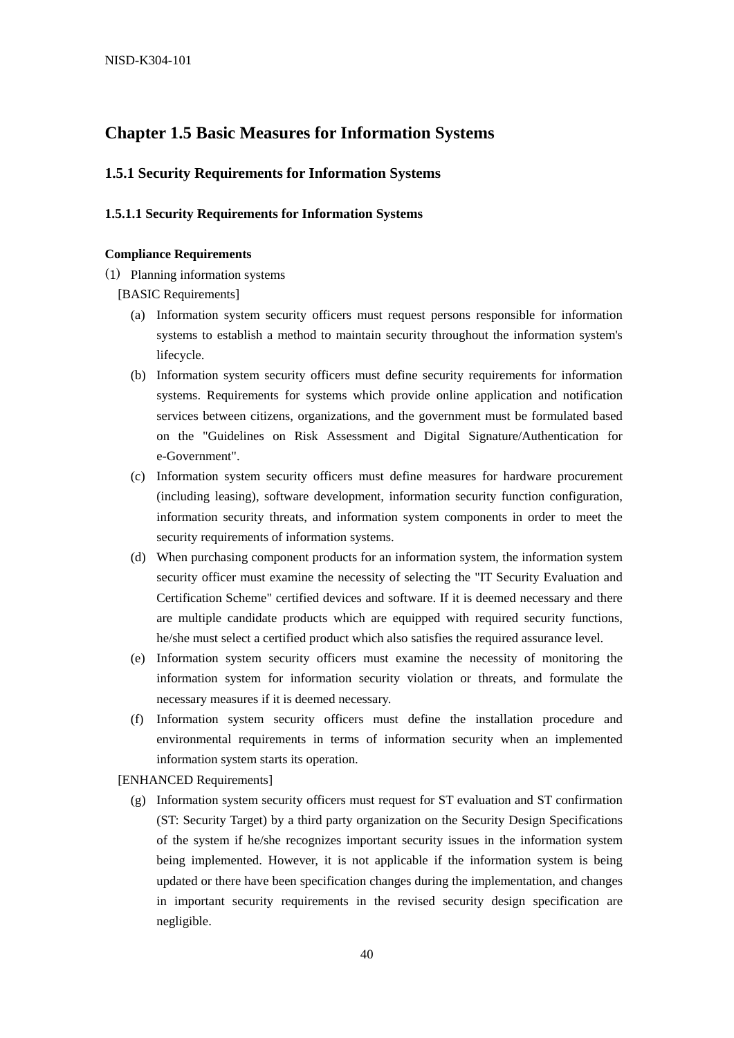# Chapter 1.5 Basic Measures for Information Systems

## 1.5.1 Security Requirements for Information Systems

### 1.5.1.1 Security Requirements for Information Systems

**Compliance Requirements**

(1) Planning information systems

[BASIC Requirements]

(a) Information system security officers must request persons responsible for information systems to establish a method to maintain security throughout the information system's lifecycle.

(b) Information system security officers must define security requirements for information systems. Requirements for systems which provide online application and notification services between citizens, organizations, and the government must be formulated based on the "Guidelines on Risk Assessment and Digital Signature/Authentication for e-Government".

(c) Information system security officers must define measures for hardware procurement (including leasing), software development, information security function configuration, information security threats, and information system components in order to meet the security requirements of information systems.

(d) When purchasing component products for an information system, the information system security officer must examine the necessity of selecting the "IT Security Evaluation and Certification Scheme" certified devices and software. If it is deemed necessary and there are multiple candidate products which are equipped with required security functions, he/she must select a certified product which also satisfies the required assurance level.

(e) Information system security officers must examine the necessity of monitoring the information system for information security violation or threats, and formulate the necessary measures if it is deemed necessary.

(f) Information system security officers must define the installation procedure and environmental requirements in terms of information security when an implemented information system starts its operation.

[ENHANCED Requirements]

(g) Information system security officers must request for ST evaluation and ST confirmation (ST: Security Target) by a third party organization on the Security Design Specifications of the system if he/she recognizes important security issues in the information system being implemented. However, it is not applicable if the information system is being updated or there have been specification changes during the implementation, and changes in important security requirements in the revised security design specification are negligible.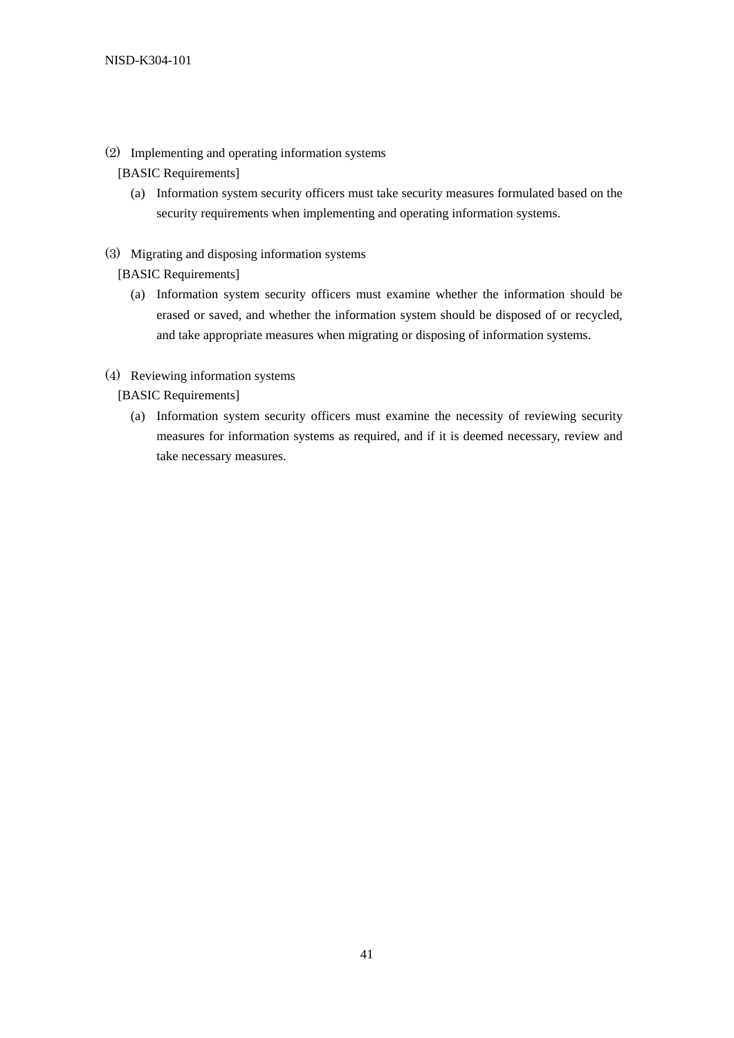⑵ Implementing and operating information systems

[BASIC Requirements]

(a) Information system security officers must take security measures formulated based on the security requirements when implementing and operating information systems.

⑶ Migrating and disposing information systems

[BASIC Requirements]

(a) Information system security officers must examine whether the information should be erased or saved, and whether the information system should be disposed of or recycled, and take appropriate measures when migrating or disposing of information systems.

⑷ Reviewing information systems

[BASIC Requirements]

(a) Information system security officers must examine the necessity of reviewing security measures for information systems as required, and if it is deemed necessary, review and take necessary measures.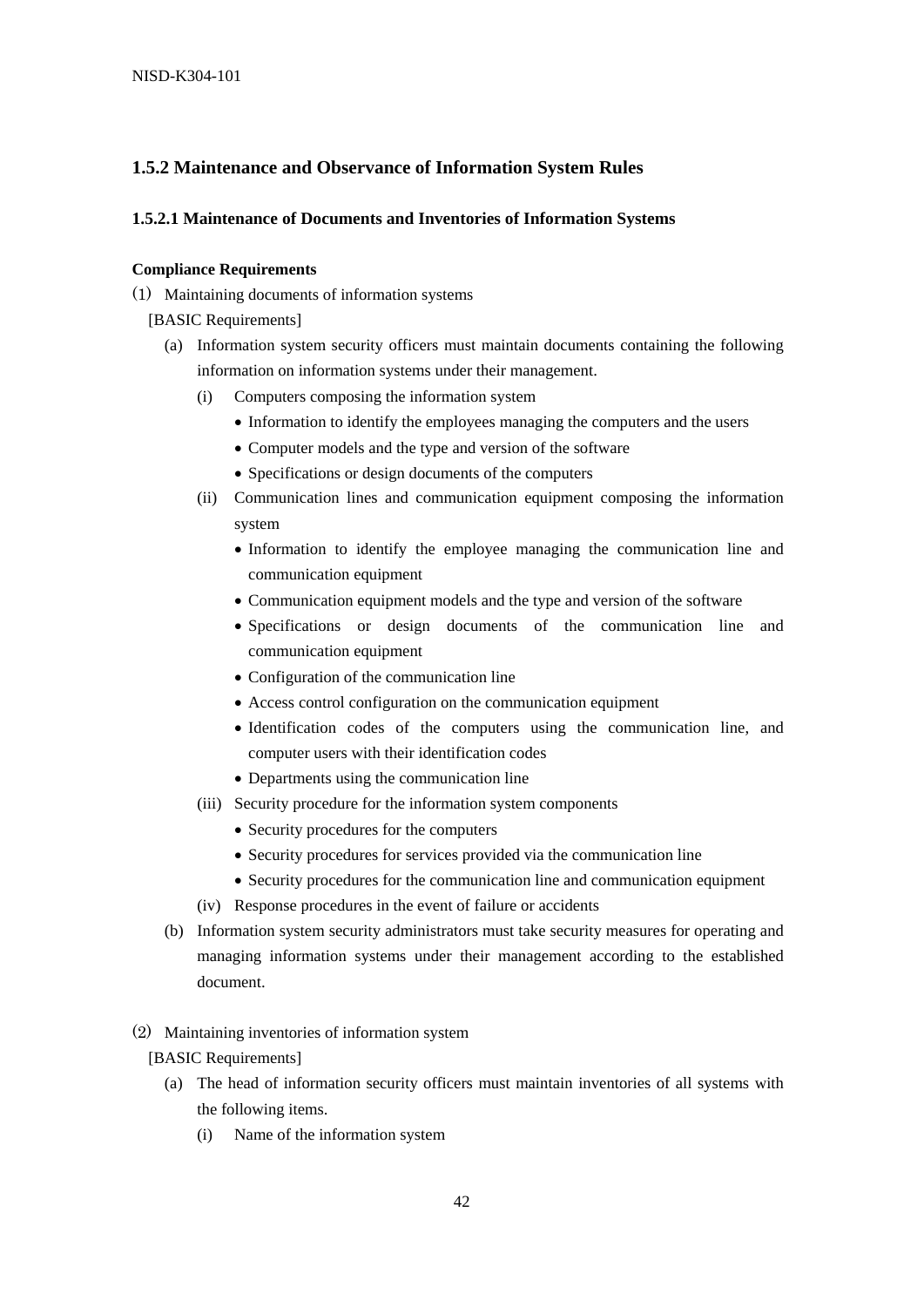### 1.5.2 Maintenance and Observance of Information System Rules

#### 1.5.2.1 Maintenance of Documents and Inventories of Information Systems

**Compliance Requirements**

(1) Maintaining documents of information systems

[BASIC Requirements]

(a) Information system security officers must maintain documents containing the following information on information systems under their management.

  (i) Computers composing the information system
  - Information to identify the employees managing the computers and the users
  - Computer models and the type and version of the software
  - Specifications or design documents of the computers

  (ii) Communication lines and communication equipment composing the information system
  - Information to identify the employee managing the communication line and communication equipment
  - Communication equipment models and the type and version of the software
  - Specifications or design documents of the communication line and communication equipment
  - Configuration of the communication line
  - Access control configuration on the communication equipment
  - Identification codes of the computers using the communication line, and computer users with their identification codes
  - Departments using the communication line

  (iii) Security procedure for the information system components
  - Security procedures for the computers
  - Security procedures for services provided via the communication line
  - Security procedures for the communication line and communication equipment

  (iv) Response procedures in the event of failure or accidents

(b) Information system security administrators must take security measures for operating and managing information systems under their management according to the established document.

(2) Maintaining inventories of information system

[BASIC Requirements]

(a) The head of information security officers must maintain inventories of all systems with the following items.

  (i) Name of the information system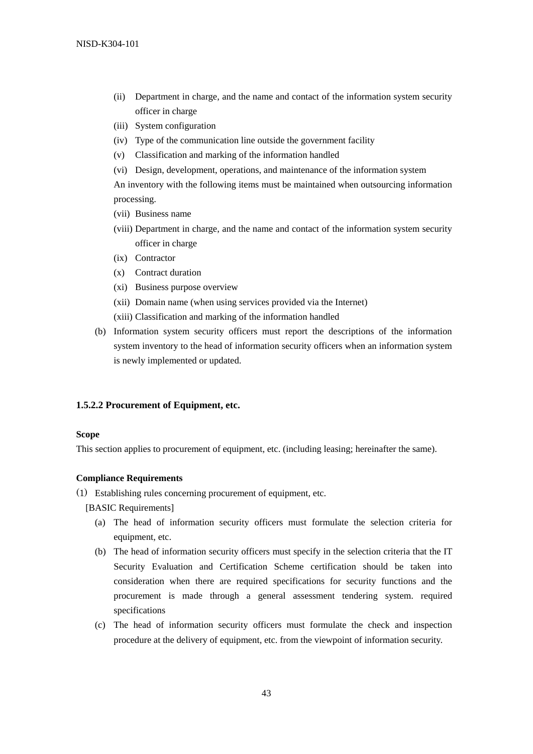(ii) Department in charge, and the name and contact of the information system security officer in charge

(iii) System configuration

(iv) Type of the communication line outside the government facility

(v) Classification and marking of the information handled

(vi) Design, development, operations, and maintenance of the information system

An inventory with the following items must be maintained when outsourcing information processing.

(vii) Business name

(viii) Department in charge, and the name and contact of the information system security officer in charge

(ix) Contractor

(x) Contract duration

(xi) Business purpose overview

(xii) Domain name (when using services provided via the Internet)

(xiii) Classification and marking of the information handled

(b) Information system security officers must report the descriptions of the information system inventory to the head of information security officers when an information system is newly implemented or updated.

### 1.5.2.2 Procurement of Equipment, etc.

**Scope**

This section applies to procurement of equipment, etc. (including leasing; hereinafter the same).

**Compliance Requirements**

(1) Establishing rules concerning procurement of equipment, etc.

[BASIC Requirements]

(a) The head of information security officers must formulate the selection criteria for equipment, etc.

(b) The head of information security officers must specify in the selection criteria that the IT Security Evaluation and Certification Scheme certification should be taken into consideration when there are required specifications for security functions and the procurement is made through a general assessment tendering system. required specifications

(c) The head of information security officers must formulate the check and inspection procedure at the delivery of equipment, etc. from the viewpoint of information security.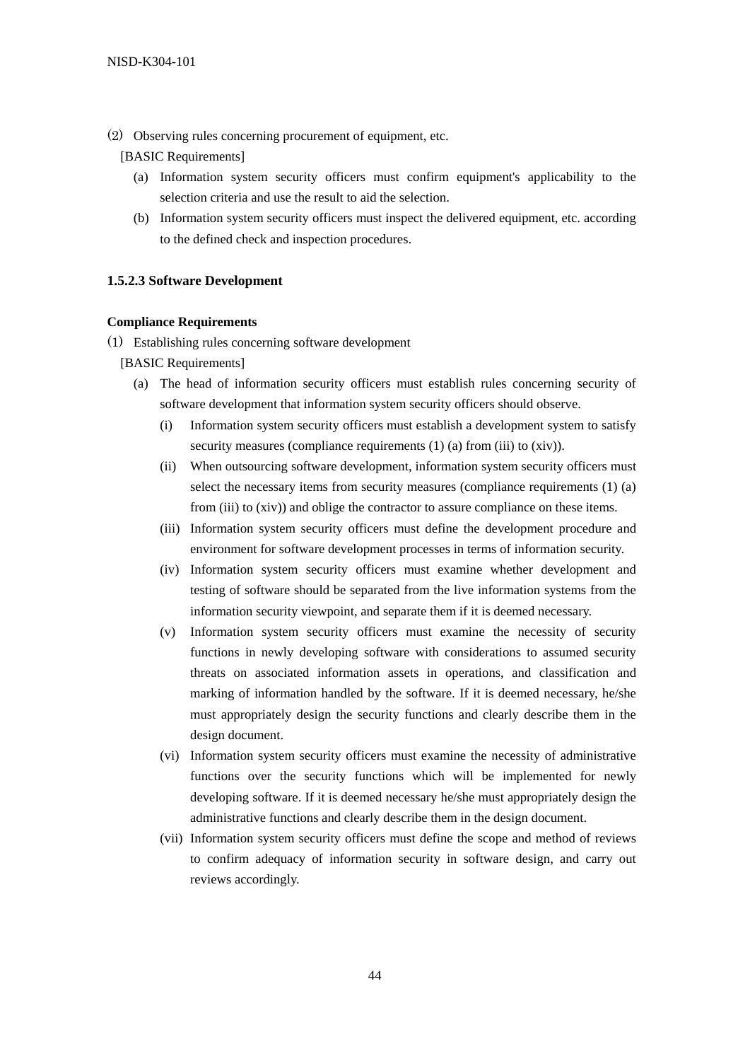(2) Observing rules concerning procurement of equipment, etc.

[BASIC Requirements]

(a) Information system security officers must confirm equipment's applicability to the selection criteria and use the result to aid the selection.

(b) Information system security officers must inspect the delivered equipment, etc. according to the defined check and inspection procedures.

### 1.5.2.3 Software Development

**Compliance Requirements**

(1) Establishing rules concerning software development

[BASIC Requirements]

(a) The head of information security officers must establish rules concerning security of software development that information system security officers should observe.

(i) Information system security officers must establish a development system to satisfy security measures (compliance requirements (1) (a) from (iii) to (xiv)).

(ii) When outsourcing software development, information system security officers must select the necessary items from security measures (compliance requirements (1) (a) from (iii) to (xiv)) and oblige the contractor to assure compliance on these items.

(iii) Information system security officers must define the development procedure and environment for software development processes in terms of information security.

(iv) Information system security officers must examine whether development and testing of software should be separated from the live information systems from the information security viewpoint, and separate them if it is deemed necessary.

(v) Information system security officers must examine the necessity of security functions in newly developing software with considerations to assumed security threats on associated information assets in operations, and classification and marking of information handled by the software. If it is deemed necessary, he/she must appropriately design the security functions and clearly describe them in the design document.

(vi) Information system security officers must examine the necessity of administrative functions over the security functions which will be implemented for newly developing software. If it is deemed necessary he/she must appropriately design the administrative functions and clearly describe them in the design document.

(vii) Information system security officers must define the scope and method of reviews to confirm adequacy of information security in software design, and carry out reviews accordingly.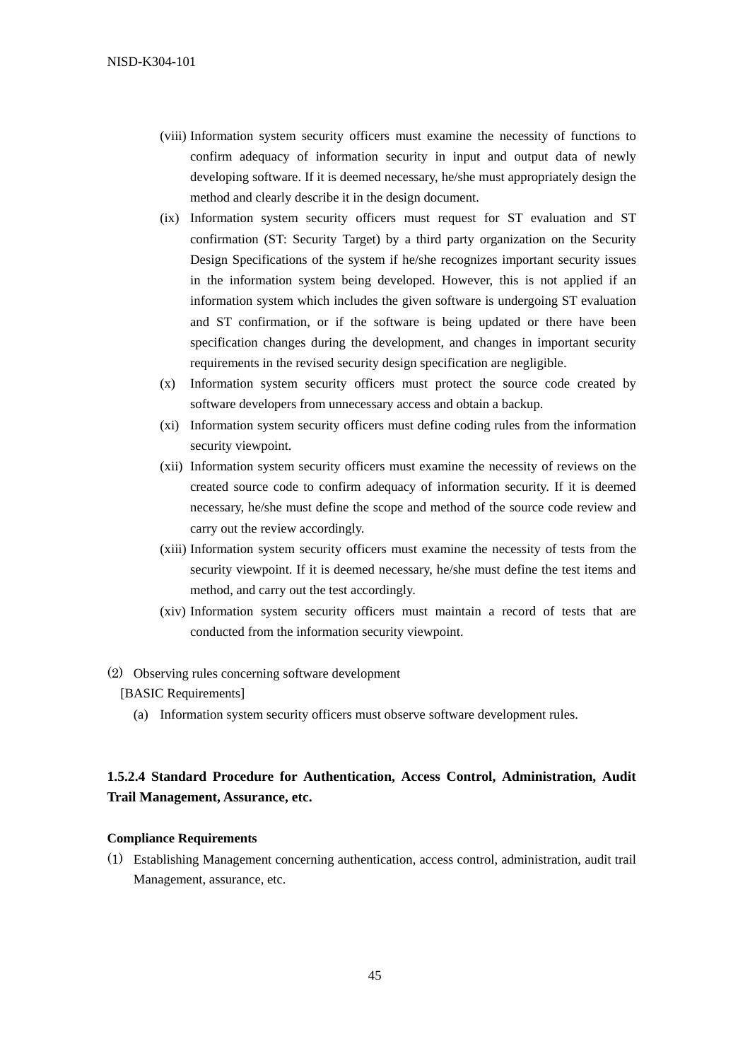(viii) Information system security officers must examine the necessity of functions to confirm adequacy of information security in input and output data of newly developing software. If it is deemed necessary, he/she must appropriately design the method and clearly describe it in the design document.

(ix) Information system security officers must request for ST evaluation and ST confirmation (ST: Security Target) by a third party organization on the Security Design Specifications of the system if he/she recognizes important security issues in the information system being developed. However, this is not applied if an information system which includes the given software is undergoing ST evaluation and ST confirmation, or if the software is being updated or there have been specification changes during the development, and changes in important security requirements in the revised security design specification are negligible.

(x) Information system security officers must protect the source code created by software developers from unnecessary access and obtain a backup.

(xi) Information system security officers must define coding rules from the information security viewpoint.

(xii) Information system security officers must examine the necessity of reviews on the created source code to confirm adequacy of information security. If it is deemed necessary, he/she must define the scope and method of the source code review and carry out the review accordingly.

(xiii) Information system security officers must examine the necessity of tests from the security viewpoint. If it is deemed necessary, he/she must define the test items and method, and carry out the test accordingly.

(xiv) Information system security officers must maintain a record of tests that are conducted from the information security viewpoint.

(2) Observing rules concerning software development

[BASIC Requirements]

(a) Information system security officers must observe software development rules.

### 1.5.2.4 Standard Procedure for Authentication, Access Control, Administration, Audit Trail Management, Assurance, etc.

**Compliance Requirements**

(1) Establishing Management concerning authentication, access control, administration, audit trail Management, assurance, etc.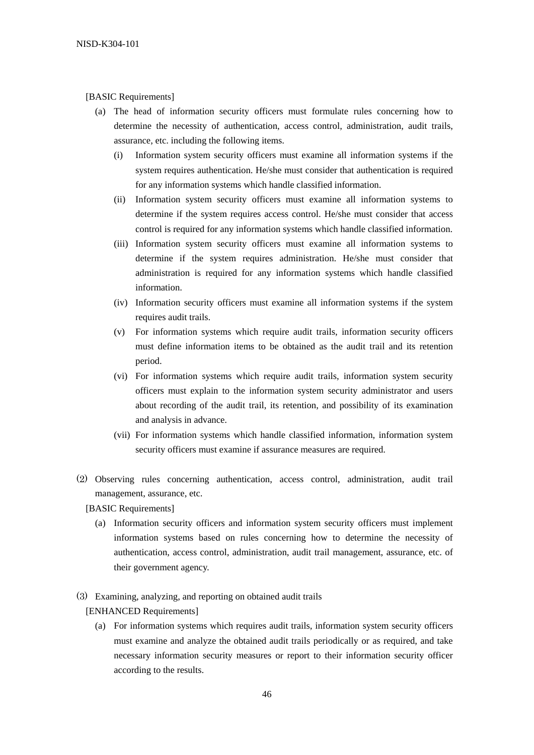[BASIC Requirements]

(a) The head of information security officers must formulate rules concerning how to determine the necessity of authentication, access control, administration, audit trails, assurance, etc. including the following items.

  (i) Information system security officers must examine all information systems if the system requires authentication. He/she must consider that authentication is required for any information systems which handle classified information.

  (ii) Information system security officers must examine all information systems to determine if the system requires access control. He/she must consider that access control is required for any information systems which handle classified information.

  (iii) Information system security officers must examine all information systems to determine if the system requires administration. He/she must consider that administration is required for any information systems which handle classified information.

  (iv) Information security officers must examine all information systems if the system requires audit trails.

  (v) For information systems which require audit trails, information security officers must define information items to be obtained as the audit trail and its retention period.

  (vi) For information systems which require audit trails, information system security officers must explain to the information system security administrator and users about recording of the audit trail, its retention, and possibility of its examination and analysis in advance.

  (vii) For information systems which handle classified information, information system security officers must examine if assurance measures are required.

(2) Observing rules concerning authentication, access control, administration, audit trail management, assurance, etc.

[BASIC Requirements]

(a) Information security officers and information system security officers must implement information systems based on rules concerning how to determine the necessity of authentication, access control, administration, audit trail management, assurance, etc. of their government agency.

(3) Examining, analyzing, and reporting on obtained audit trails

[ENHANCED Requirements]

(a) For information systems which requires audit trails, information system security officers must examine and analyze the obtained audit trails periodically or as required, and take necessary information security measures or report to their information security officer according to the results.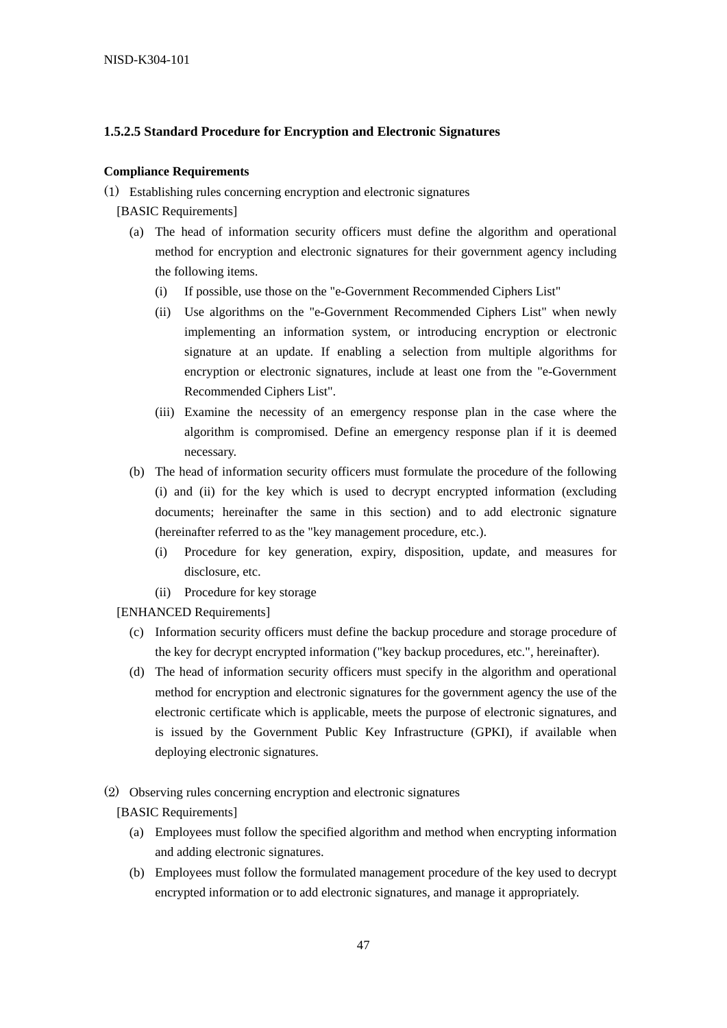### 1.5.2.5 Standard Procedure for Encryption and Electronic Signatures

**Compliance Requirements**

(1) Establishing rules concerning encryption and electronic signatures

[BASIC Requirements]

(a) The head of information security officers must define the algorithm and operational method for encryption and electronic signatures for their government agency including the following items.

(i) If possible, use those on the "e-Government Recommended Ciphers List"

(ii) Use algorithms on the "e-Government Recommended Ciphers List" when newly implementing an information system, or introducing encryption or electronic signature at an update. If enabling a selection from multiple algorithms for encryption or electronic signatures, include at least one from the "e-Government Recommended Ciphers List".

(iii) Examine the necessity of an emergency response plan in the case where the algorithm is compromised. Define an emergency response plan if it is deemed necessary.

(b) The head of information security officers must formulate the procedure of the following (i) and (ii) for the key which is used to decrypt encrypted information (excluding documents; hereinafter the same in this section) and to add electronic signature (hereinafter referred to as the "key management procedure, etc.).

(i) Procedure for key generation, expiry, disposition, update, and measures for disclosure, etc.

(ii) Procedure for key storage

[ENHANCED Requirements]

(c) Information security officers must define the backup procedure and storage procedure of the key for decrypt encrypted information ("key backup procedures, etc.", hereinafter).

(d) The head of information security officers must specify in the algorithm and operational method for encryption and electronic signatures for the government agency the use of the electronic certificate which is applicable, meets the purpose of electronic signatures, and is issued by the Government Public Key Infrastructure (GPKI), if available when deploying electronic signatures.

(2) Observing rules concerning encryption and electronic signatures

[BASIC Requirements]

(a) Employees must follow the specified algorithm and method when encrypting information and adding electronic signatures.

(b) Employees must follow the formulated management procedure of the key used to decrypt encrypted information or to add electronic signatures, and manage it appropriately.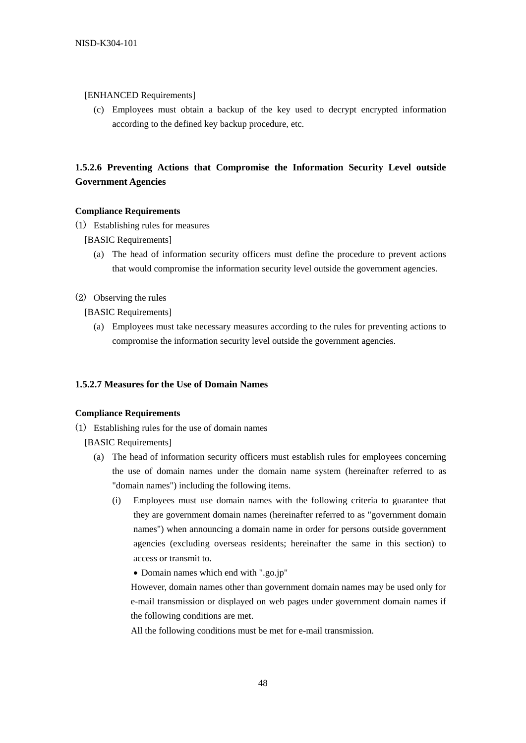[ENHANCED Requirements]

(c) Employees must obtain a backup of the key used to decrypt encrypted information according to the defined key backup procedure, etc.

### 1.5.2.6 Preventing Actions that Compromise the Information Security Level outside Government Agencies

**Compliance Requirements**

(1) Establishing rules for measures

[BASIC Requirements]

(a) The head of information security officers must define the procedure to prevent actions that would compromise the information security level outside the government agencies.

(2) Observing the rules

[BASIC Requirements]

(a) Employees must take necessary measures according to the rules for preventing actions to compromise the information security level outside the government agencies.

### 1.5.2.7 Measures for the Use of Domain Names

**Compliance Requirements**

(1) Establishing rules for the use of domain names

[BASIC Requirements]

(a) The head of information security officers must establish rules for employees concerning the use of domain names under the domain name system (hereinafter referred to as "domain names") including the following items.

(i) Employees must use domain names with the following criteria to guarantee that they are government domain names (hereinafter referred to as "government domain names") when announcing a domain name in order for persons outside government agencies (excluding overseas residents; hereinafter the same in this section) to access or transmit to.

- Domain names which end with ".go.jp"

However, domain names other than government domain names may be used only for e-mail transmission or displayed on web pages under government domain names if the following conditions are met.

All the following conditions must be met for e-mail transmission.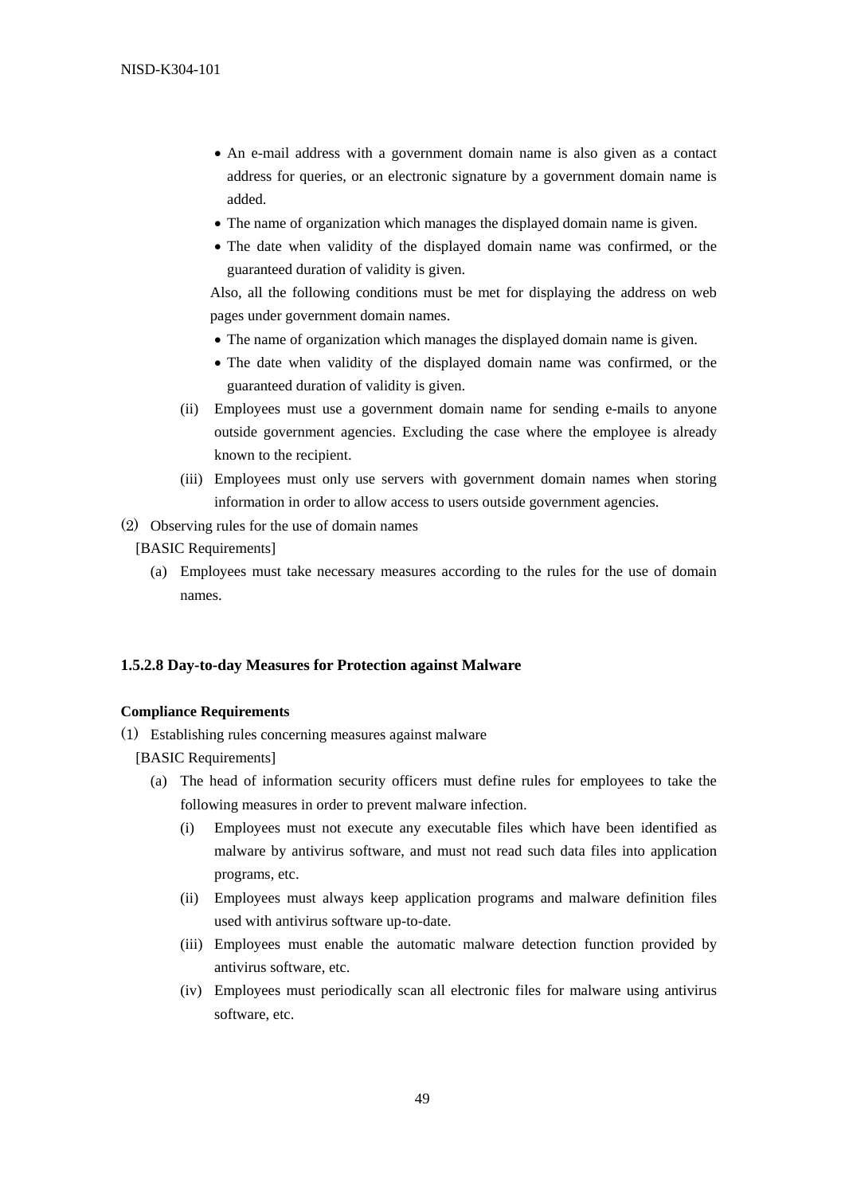- An e-mail address with a government domain name is also given as a contact address for queries, or an electronic signature by a government domain name is added.
- The name of organization which manages the displayed domain name is given.
- The date when validity of the displayed domain name was confirmed, or the guaranteed duration of validity is given.

Also, all the following conditions must be met for displaying the address on web pages under government domain names.

- The name of organization which manages the displayed domain name is given.
- The date when validity of the displayed domain name was confirmed, or the guaranteed duration of validity is given.

(ii) Employees must use a government domain name for sending e-mails to anyone outside government agencies. Excluding the case where the employee is already known to the recipient.

(iii) Employees must only use servers with government domain names when storing information in order to allow access to users outside government agencies.

(2) Observing rules for the use of domain names

[BASIC Requirements]

(a) Employees must take necessary measures according to the rules for the use of domain names.

### 1.5.2.8 Day-to-day Measures for Protection against Malware

**Compliance Requirements**

(1) Establishing rules concerning measures against malware

[BASIC Requirements]

(a) The head of information security officers must define rules for employees to take the following measures in order to prevent malware infection.

(i) Employees must not execute any executable files which have been identified as malware by antivirus software, and must not read such data files into application programs, etc.

(ii) Employees must always keep application programs and malware definition files used with antivirus software up-to-date.

(iii) Employees must enable the automatic malware detection function provided by antivirus software, etc.

(iv) Employees must periodically scan all electronic files for malware using antivirus software, etc.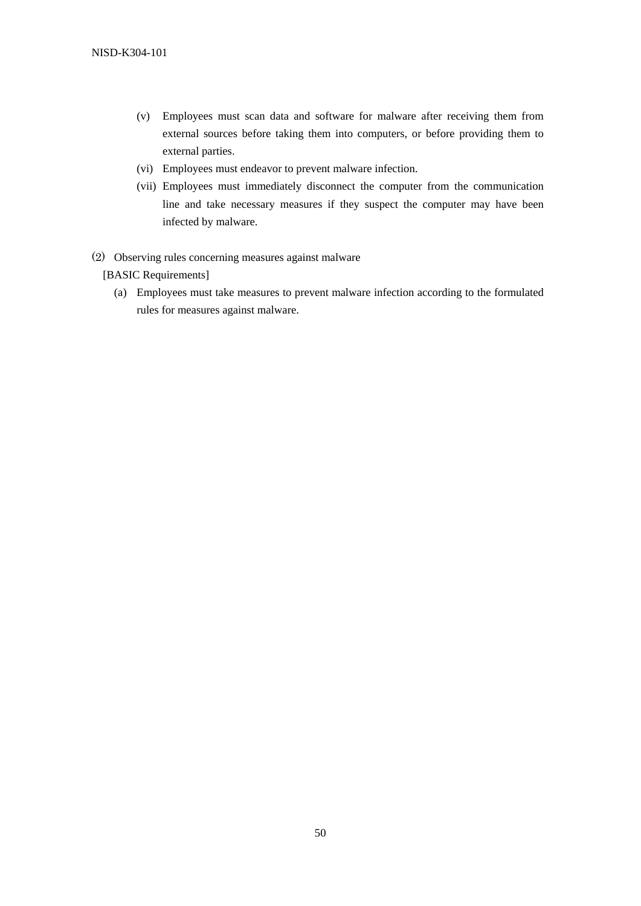(v) Employees must scan data and software for malware after receiving them from external sources before taking them into computers, or before providing them to external parties.

(vi) Employees must endeavor to prevent malware infection.

(vii) Employees must immediately disconnect the computer from the communication line and take necessary measures if they suspect the computer may have been infected by malware.

(2) Observing rules concerning measures against malware

[BASIC Requirements]

(a) Employees must take measures to prevent malware infection according to the formulated rules for measures against malware.